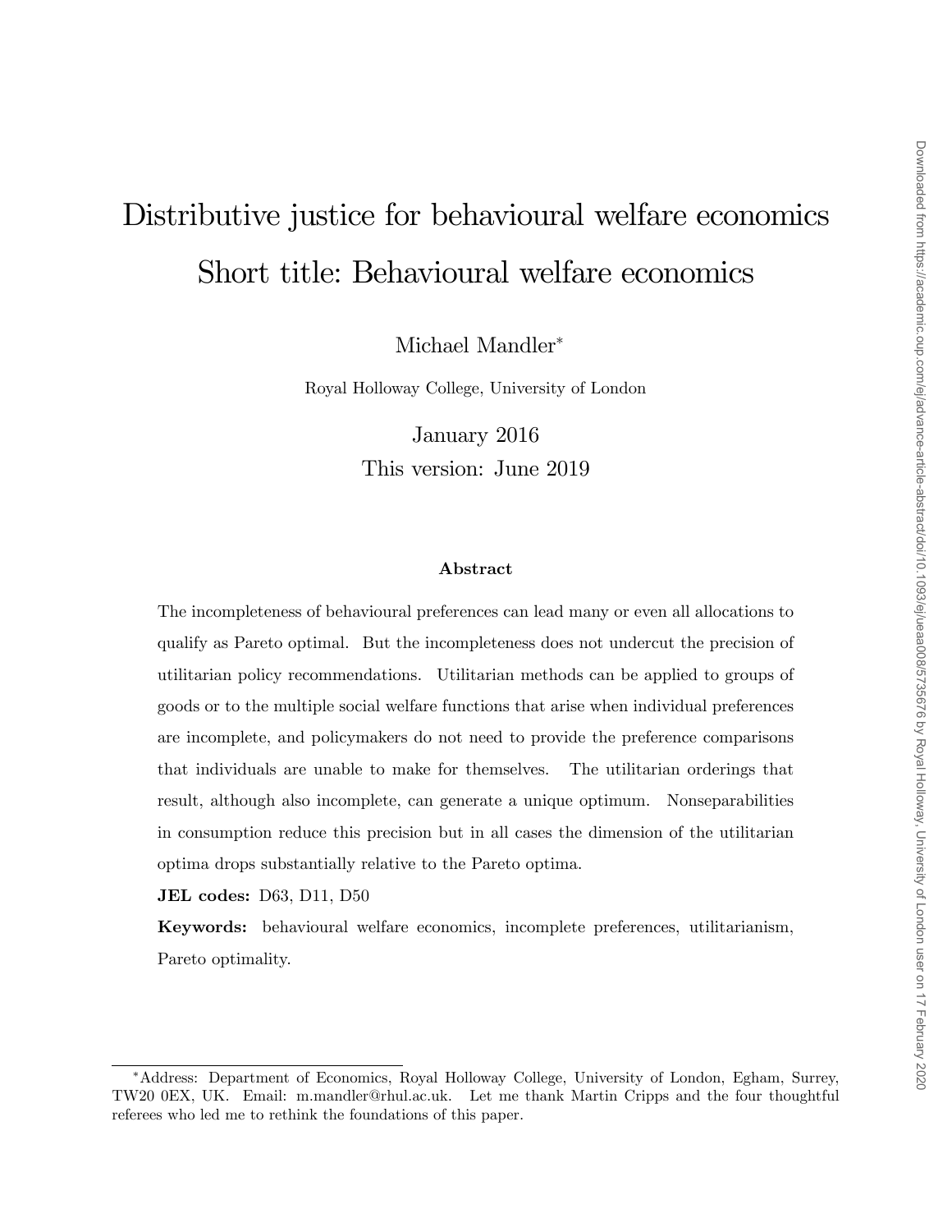# Distributive justice for behavioural welfare economics

## Short title: Behavioural welfare economics

Michael Mandler*

Royal Holloway College, University of London

January 2016

This version: June 2019

### Abstract

The incompleteness of behavioural preferences can lead many or even all allocations to qualify as Pareto optimal. But the incompleteness does not undercut the precision of utilitarian policy recommendations. Utilitarian methods can be applied to groups of goods or to the multiple social welfare functions that arise when individual preferences are incomplete, and policymakers do not need to provide the preference comparisons that individuals are unable to make for themselves. The utilitarian orderings that result, although also incomplete, can generate a unique optimum. Nonseparabilities in consumption reduce this precision but in all cases the dimension of the utilitarian optima drops substantially relative to the Pareto optima.

**JEL codes:** D63, D11, D50

**Keywords:** behavioural welfare economics, incomplete preferences, utilitarianism, Pareto optimality.

*Address: Department of Economics, Royal Holloway College, University of London, Egham, Surrey, TW20 0EX, UK. Email: m.mandler@rhul.ac.uk. Let me thank Martin Cripps and the four thoughtful referees who led me to rethink the foundations of this paper.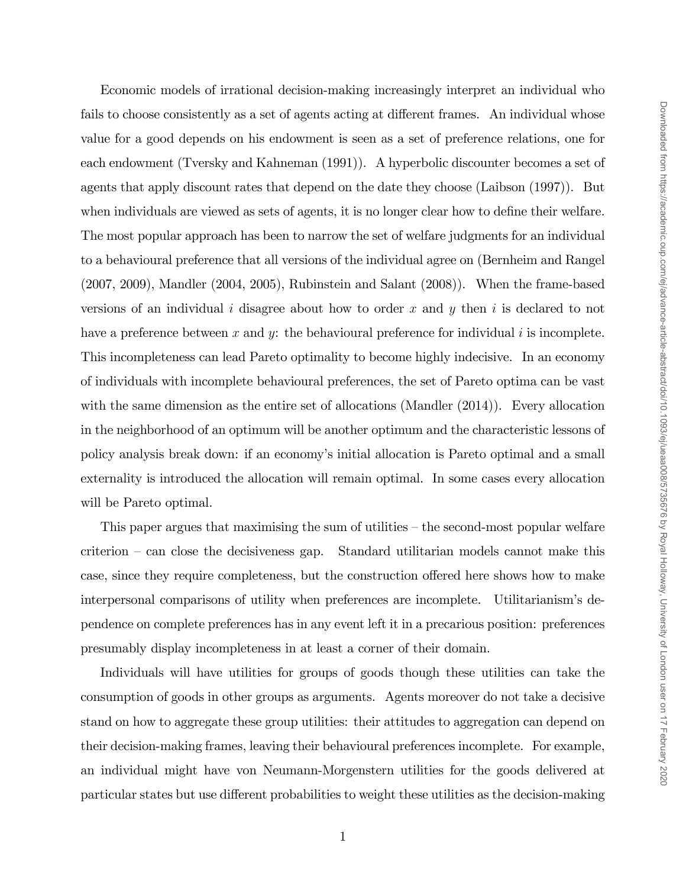Economic models of irrational decision-making increasingly interpret an individual who fails to choose consistently as a set of agents acting at different frames. An individual whose value for a good depends on his endowment is seen as a set of preference relations, one for each endowment (Tversky and Kahneman (1991)). A hyperbolic discounter becomes a set of agents that apply discount rates that depend on the date they choose (Laibson (1997)). But when individuals are viewed as sets of agents, it is no longer clear how to define their welfare. The most popular approach has been to narrow the set of welfare judgments for an individual to a behavioural preference that all versions of the individual agree on (Bernheim and Rangel (2007, 2009), Mandler (2004, 2005), Rubinstein and Salant (2008)). When the frame-based versions of an individual $i$ disagree about how to order $x$ and $y$ then $i$ is declared to not have a preference between $x$ and $y$: the behavioural preference for individual $i$ is incomplete. This incompleteness can lead Pareto optimality to become highly indecisive. In an economy of individuals with incomplete behavioural preferences, the set of Pareto optima can be vast with the same dimension as the entire set of allocations (Mandler (2014)). Every allocation in the neighborhood of an optimum will be another optimum and the characteristic lessons of policy analysis break down: if an economy's initial allocation is Pareto optimal and a small externality is introduced the allocation will remain optimal. In some cases every allocation will be Pareto optimal.

This paper argues that maximising the sum of utilities – the second-most popular welfare criterion – can close the decisiveness gap. Standard utilitarian models cannot make this case, since they require completeness, but the construction offered here shows how to make interpersonal comparisons of utility when preferences are incomplete. Utilitarianism's dependence on complete preferences has in any event left it in a precarious position: preferences presumably display incompleteness in at least a corner of their domain.

Individuals will have utilities for groups of goods though these utilities can take the consumption of goods in other groups as arguments. Agents moreover do not take a decisive stand on how to aggregate these group utilities: their attitudes to aggregation can depend on their decision-making frames, leaving their behavioural preferences incomplete. For example, an individual might have von Neumann-Morgenstern utilities for the goods delivered at particular states but use different probabilities to weight these utilities as the decision-making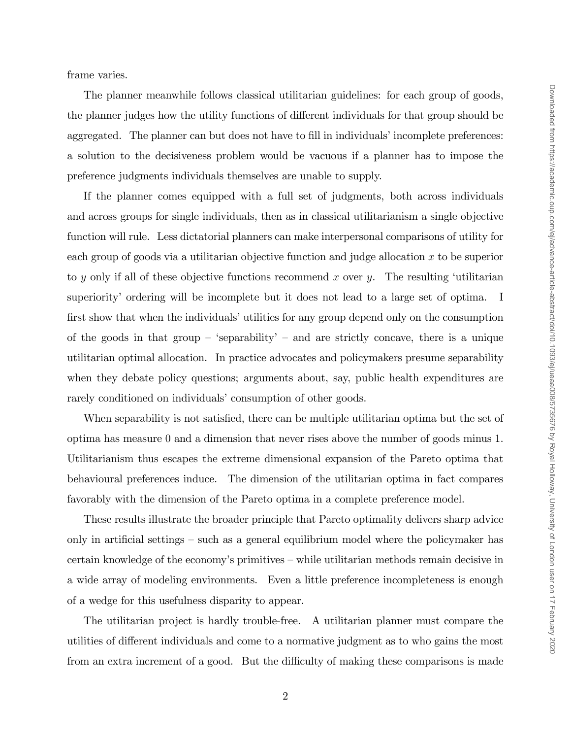frame varies.

The planner meanwhile follows classical utilitarian guidelines: for each group of goods, the planner judges how the utility functions of different individuals for that group should be aggregated. The planner can but does not have to fill in individuals' incomplete preferences: a solution to the decisiveness problem would be vacuous if a planner has to impose the preference judgments individuals themselves are unable to supply.

If the planner comes equipped with a full set of judgments, both across individuals and across groups for single individuals, then as in classical utilitarianism a single objective function will rule. Less dictatorial planners can make interpersonal comparisons of utility for each group of goods via a utilitarian objective function and judge allocation $x$ to be superior to $y$ only if all of these objective functions recommend $x$ over $y$. The resulting 'utilitarian superiority' ordering will be incomplete but it does not lead to a large set of optima. I first show that when the individuals' utilities for any group depend only on the consumption of the goods in that group – 'separability' – and are strictly concave, there is a unique utilitarian optimal allocation. In practice advocates and policymakers presume separability when they debate policy questions; arguments about, say, public health expenditures are rarely conditioned on individuals' consumption of other goods.

When separability is not satisfied, there can be multiple utilitarian optima but the set of optima has measure 0 and a dimension that never rises above the number of goods minus 1. Utilitarianism thus escapes the extreme dimensional expansion of the Pareto optima that behavioural preferences induce. The dimension of the utilitarian optima in fact compares favorably with the dimension of the Pareto optima in a complete preference model.

These results illustrate the broader principle that Pareto optimality delivers sharp advice only in artificial settings – such as a general equilibrium model where the policymaker has certain knowledge of the economy's primitives – while utilitarian methods remain decisive in a wide array of modeling environments. Even a little preference incompleteness is enough of a wedge for this usefulness disparity to appear.

The utilitarian project is hardly trouble-free. A utilitarian planner must compare the utilities of different individuals and come to a normative judgment as to who gains the most from an extra increment of a good. But the difficulty of making these comparisons is made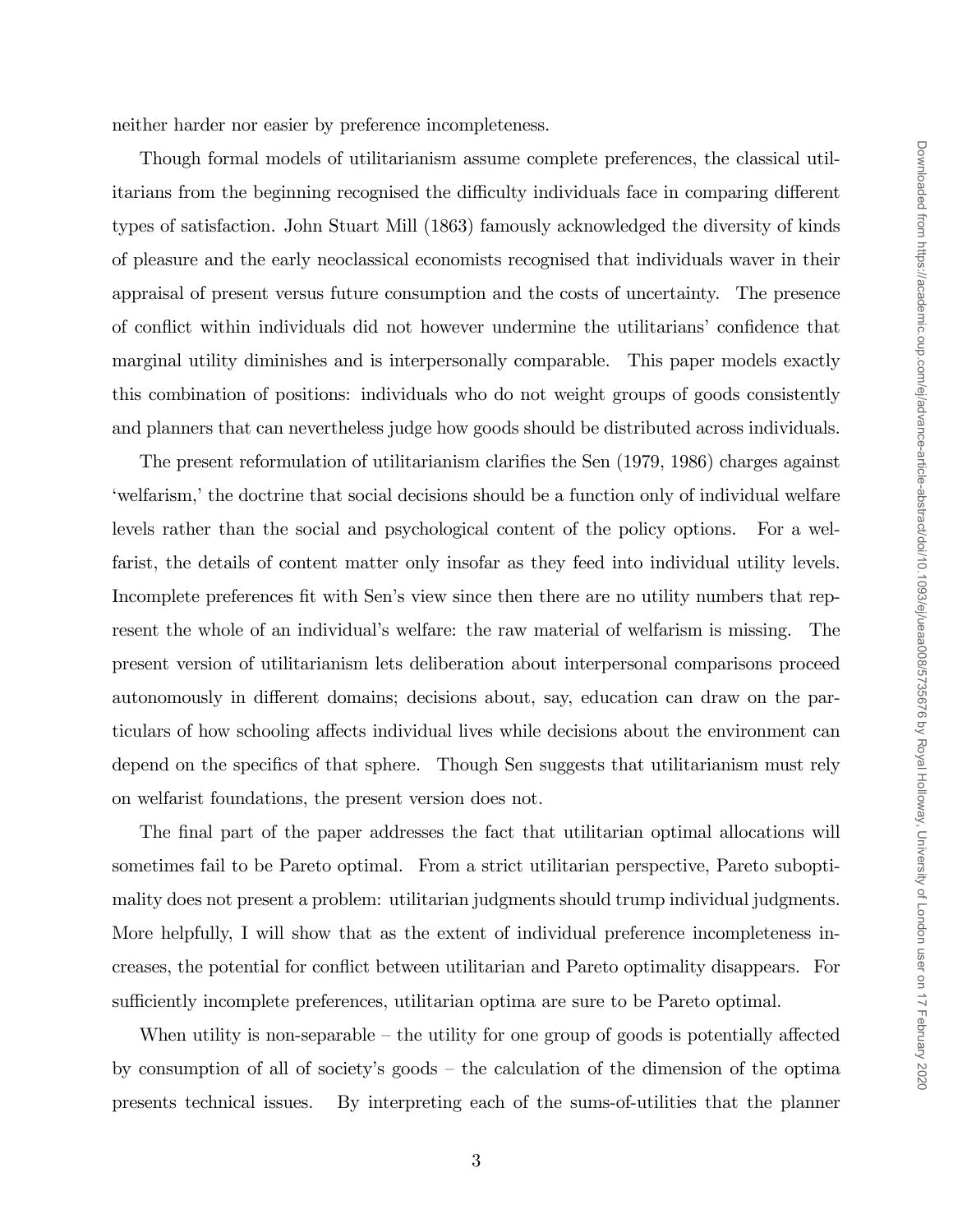neither harder nor easier by preference incompleteness.

Though formal models of utilitarianism assume complete preferences, the classical utilitarians from the beginning recognised the difficulty individuals face in comparing different types of satisfaction. John Stuart Mill (1863) famously acknowledged the diversity of kinds of pleasure and the early neoclassical economists recognised that individuals waver in their appraisal of present versus future consumption and the costs of uncertainty. The presence of conflict within individuals did not however undermine the utilitarians' confidence that marginal utility diminishes and is interpersonally comparable. This paper models exactly this combination of positions: individuals who do not weight groups of goods consistently and planners that can nevertheless judge how goods should be distributed across individuals.

The present reformulation of utilitarianism clarifies the Sen (1979, 1986) charges against 'welfarism,' the doctrine that social decisions should be a function only of individual welfare levels rather than the social and psychological content of the policy options. For a welfarist, the details of content matter only insofar as they feed into individual utility levels. Incomplete preferences fit with Sen's view since then there are no utility numbers that represent the whole of an individual's welfare: the raw material of welfarism is missing. The present version of utilitarianism lets deliberation about interpersonal comparisons proceed autonomously in different domains; decisions about, say, education can draw on the particulars of how schooling affects individual lives while decisions about the environment can depend on the specifics of that sphere. Though Sen suggests that utilitarianism must rely on welfarist foundations, the present version does not.

The final part of the paper addresses the fact that utilitarian optimal allocations will sometimes fail to be Pareto optimal. From a strict utilitarian perspective, Pareto suboptimality does not present a problem: utilitarian judgments should trump individual judgments. More helpfully, I will show that as the extent of individual preference incompleteness increases, the potential for conflict between utilitarian and Pareto optimality disappears. For sufficiently incomplete preferences, utilitarian optima are sure to be Pareto optimal.

When utility is non-separable – the utility for one group of goods is potentially affected by consumption of all of society's goods – the calculation of the dimension of the optima presents technical issues. By interpreting each of the sums-of-utilities that the planner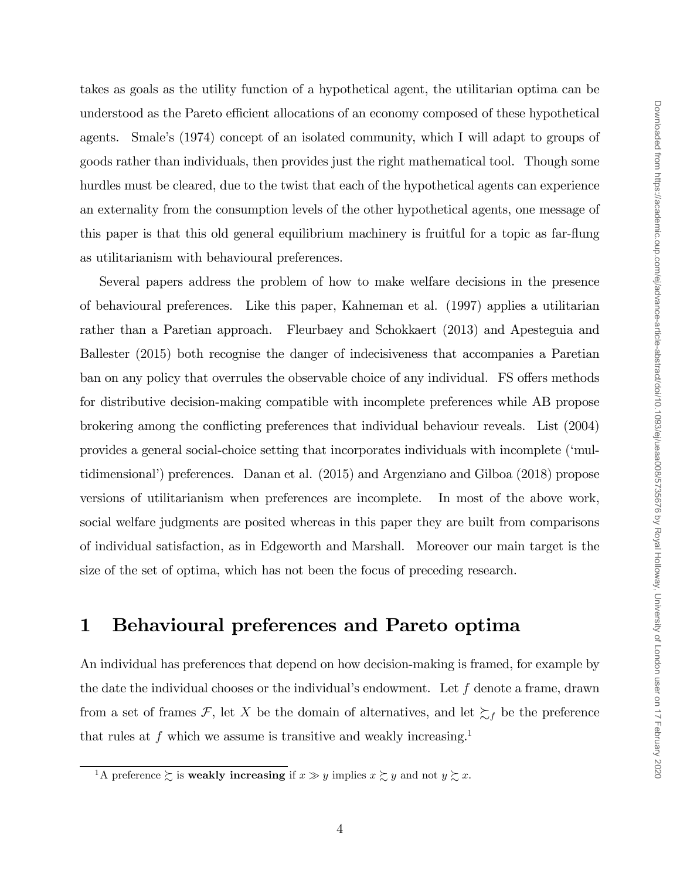takes as goals as the utility function of a hypothetical agent, the utilitarian optima can be understood as the Pareto efficient allocations of an economy composed of these hypothetical agents. Smale's (1974) concept of an isolated community, which I will adapt to groups of goods rather than individuals, then provides just the right mathematical tool. Though some hurdles must be cleared, due to the twist that each of the hypothetical agents can experience an externality from the consumption levels of the other hypothetical agents, one message of this paper is that this old general equilibrium machinery is fruitful for a topic as far-flung as utilitarianism with behavioural preferences.

Several papers address the problem of how to make welfare decisions in the presence of behavioural preferences. Like this paper, Kahneman et al. (1997) applies a utilitarian rather than a Paretian approach. Fleurbaey and Schokkaert (2013) and Apesteguia and Ballester (2015) both recognise the danger of indecisiveness that accompanies a Paretian ban on any policy that overrules the observable choice of any individual. FS offers methods for distributive decision-making compatible with incomplete preferences while AB propose brokering among the conflicting preferences that individual behaviour reveals. List (2004) provides a general social-choice setting that incorporates individuals with incomplete ('multidimensional') preferences. Danan et al. (2015) and Argenziano and Gilboa (2018) propose versions of utilitarianism when preferences are incomplete. In most of the above work, social welfare judgments are posited whereas in this paper they are built from comparisons of individual satisfaction, as in Edgeworth and Marshall. Moreover our main target is the size of the set of optima, which has not been the focus of preceding research.

# 1 Behavioural preferences and Pareto optima

An individual has preferences that depend on how decision-making is framed, for example by the date the individual chooses or the individual's endowment. Let $f$ denote a frame, drawn from a set of frames $\mathcal{F}$, let $X$ be the domain of alternatives, and let $\succsim_f$ be the preference that rules at $f$ which we assume is transitive and weakly increasing.[1]

[1]A preference $\succsim$ is **weakly increasing** if $x \gg y$ implies $x \succsim y$ and not $y \succsim x$.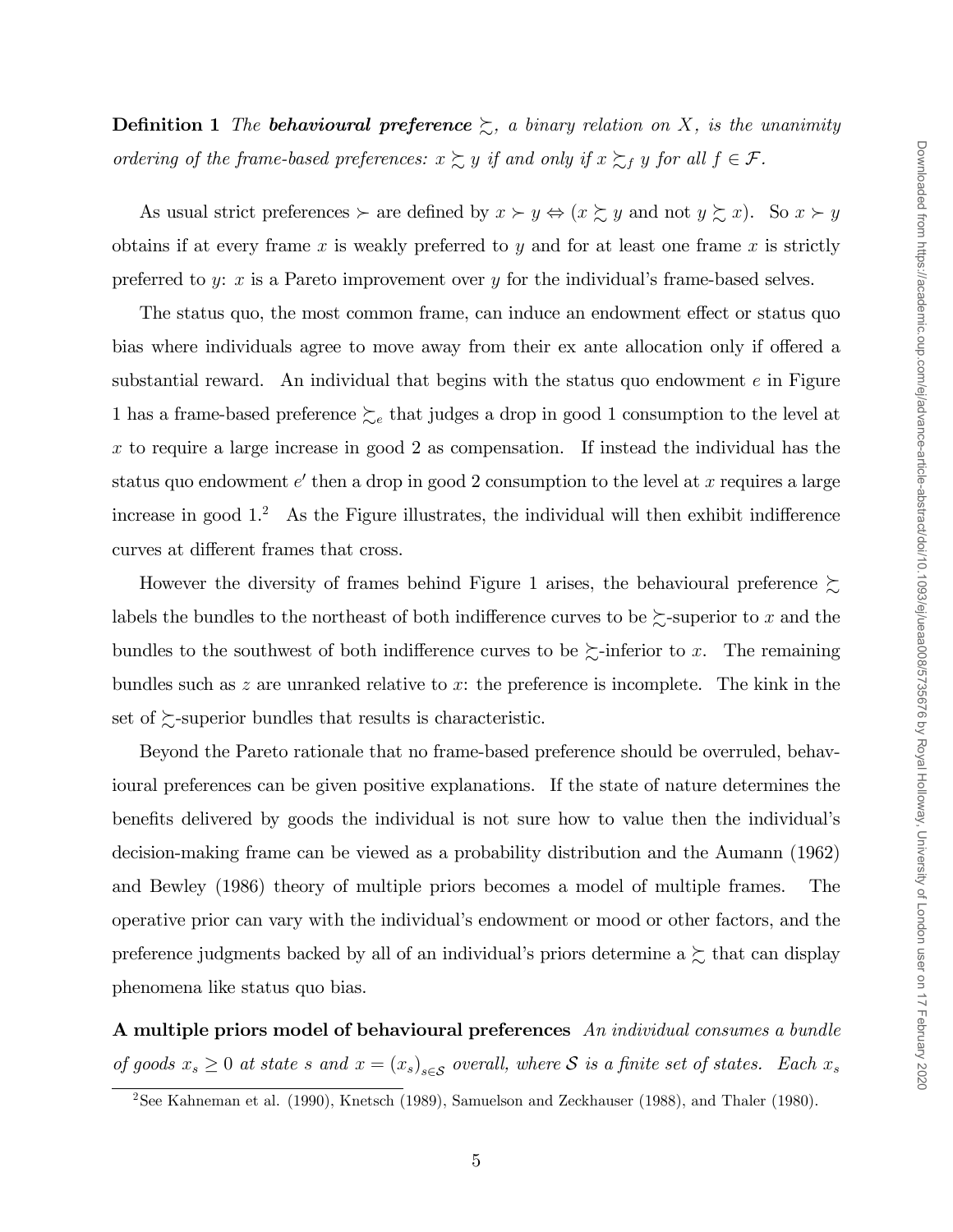**Definition 1** *The **behavioural preference** $\succsim$, a binary relation on $X$, is the unanimity ordering of the frame-based preferences: $x \succsim y$ if and only if $x \succsim_f y$ for all $f \in \mathcal{F}$.*

As usual strict preferences $\succ$ are defined by $x \succ y \Leftrightarrow (x \succsim y$ and not $y \succsim x)$. So $x \succ y$ obtains if at every frame $x$ is weakly preferred to $y$ and for at least one frame $x$ is strictly preferred to $y$: $x$ is a Pareto improvement over $y$ for the individual's frame-based selves.

The status quo, the most common frame, can induce an endowment effect or status quo bias where individuals agree to move away from their ex ante allocation only if offered a substantial reward. An individual that begins with the status quo endowment $e$ in Figure 1 has a frame-based preference $\succsim_e$ that judges a drop in good 1 consumption to the level at $x$ to require a large increase in good 2 as compensation. If instead the individual has the status quo endowment $e'$ then a drop in good 2 consumption to the level at $x$ requires a large increase in good 1.[2] As the Figure illustrates, the individual will then exhibit indifference curves at different frames that cross.

However the diversity of frames behind Figure 1 arises, the behavioural preference $\succsim$ labels the bundles to the northeast of both indifference curves to be $\succsim$-superior to $x$ and the bundles to the southwest of both indifference curves to be $\succsim$-inferior to $x$. The remaining bundles such as $z$ are unranked relative to $x$: the preference is incomplete. The kink in the set of $\succsim$-superior bundles that results is characteristic.

Beyond the Pareto rationale that no frame-based preference should be overruled, behavioural preferences can be given positive explanations. If the state of nature determines the benefits delivered by goods the individual is not sure how to value then the individual's decision-making frame can be viewed as a probability distribution and the Aumann (1962) and Bewley (1986) theory of multiple priors becomes a model of multiple frames. The operative prior can vary with the individual's endowment or mood or other factors, and the preference judgments backed by all of an individual's priors determine a $\succsim$ that can display phenomena like status quo bias.

**A multiple priors model of behavioural preferences** *An individual consumes a bundle of goods $x_s \geq 0$ at state $s$ and $x = (x_s)_{s \in \mathcal{S}}$ overall, where $\mathcal{S}$ is a finite set of states. Each $x_s$*

---

[2] See Kahneman et al. (1990), Knetsch (1989), Samuelson and Zeckhauser (1988), and Thaler (1980).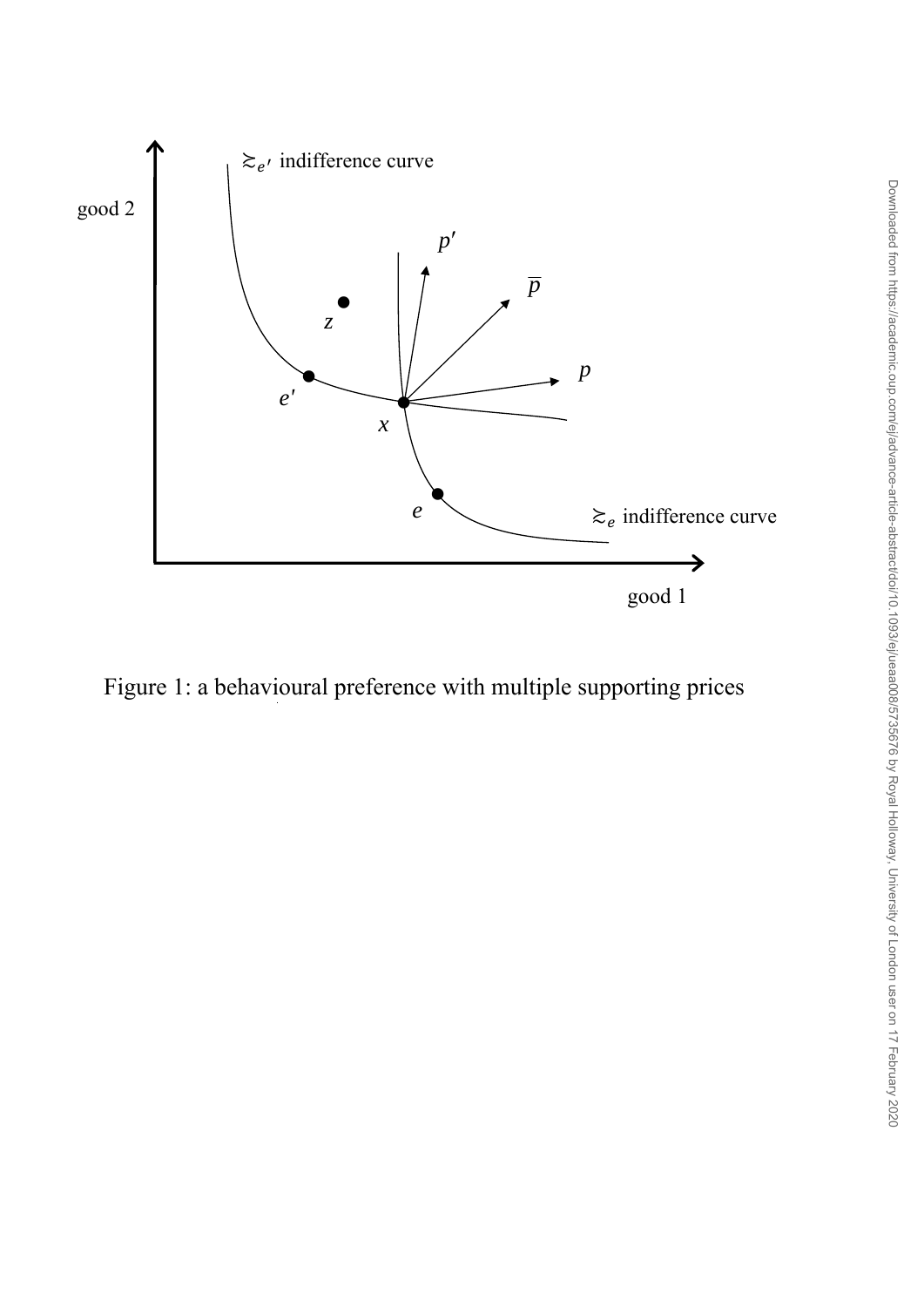Figure 1: a behavioural preference with multiple supporting prices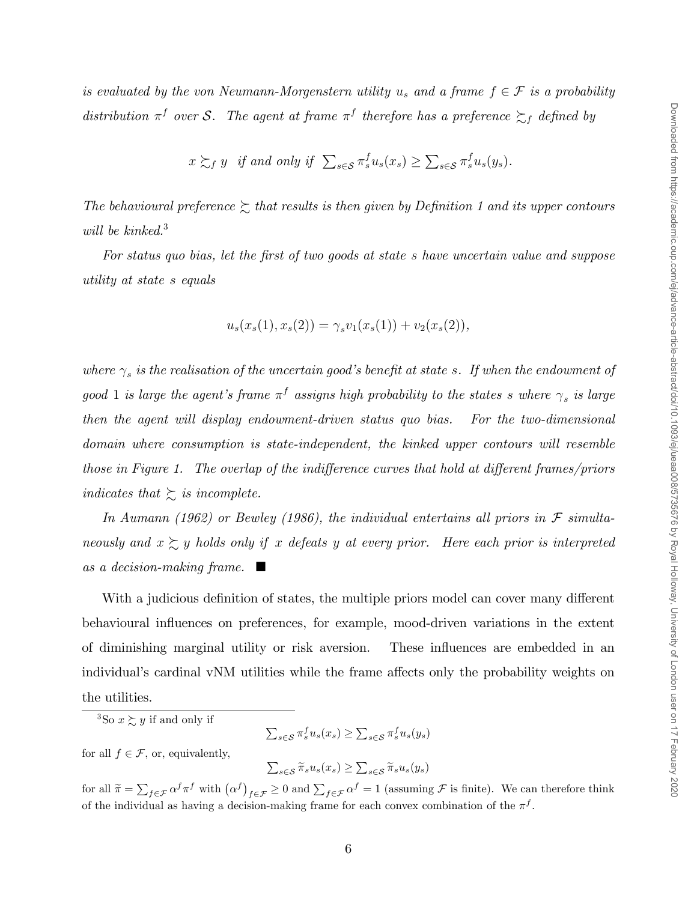*is evaluated by the von Neumann-Morgenstern utility $u_s$ and a frame $f \in \mathcal{F}$ is a probability distribution $\pi^f$ over $\mathcal{S}$. The agent at frame $\pi^f$ therefore has a preference $\succsim_f$ defined by*

$$x \succsim_f y \text{ if and only if } \sum_{s \in \mathcal{S}} \pi_s^f u_s(x_s) \geq \sum_{s \in \mathcal{S}} \pi_s^f u_s(y_s).$$

*The behavioural preference $\succsim$ that results is then given by Definition 1 and its upper contours will be kinked.*[3]

*For status quo bias, let the first of two goods at state $s$ have uncertain value and suppose utility at state $s$ equals*

$$u_s(x_s(1), x_s(2)) = \gamma_s v_1(x_s(1)) + v_2(x_s(2)),$$

*where $\gamma_s$ is the realisation of the uncertain good's benefit at state $s$. If when the endowment of good 1 is large the agent's frame $\pi^f$ assigns high probability to the states $s$ where $\gamma_s$ is large then the agent will display endowment-driven status quo bias. For the two-dimensional domain where consumption is state-independent, the kinked upper contours will resemble those in Figure 1. The overlap of the indifference curves that hold at different frames/priors indicates that $\succsim$ is incomplete.*

*In Aumann (1962) or Bewley (1986), the individual entertains all priors in $\mathcal{F}$ simultaneously and $x \succsim y$ holds only if $x$ defeats $y$ at every prior. Here each prior is interpreted as a decision-making frame.* ■

With a judicious definition of states, the multiple priors model can cover many different behavioural influences on preferences, for example, mood-driven variations in the extent of diminishing marginal utility or risk aversion. These influences are embedded in an individual's cardinal vNM utilities while the frame affects only the probability weights on the utilities.

[3] So $x \succsim y$ if and only if

$$\sum_{s \in \mathcal{S}} \pi_s^f u_s(x_s) \geq \sum_{s \in \mathcal{S}} \pi_s^f u_s(y_s)$$

for all $f \in \mathcal{F}$, or, equivalently,

$$\sum_{s \in \mathcal{S}} \widetilde{\pi}_s u_s(x_s) \geq \sum_{s \in \mathcal{S}} \widetilde{\pi}_s u_s(y_s)$$

for all $\widetilde{\pi} = \sum_{f \in \mathcal{F}} \alpha^f \pi^f$ with $\left(\alpha^f\right)_{f \in \mathcal{F}} \geq 0$ and $\sum_{f \in \mathcal{F}} \alpha^f = 1$ (assuming $\mathcal{F}$ is finite). We can therefore think of the individual as having a decision-making frame for each convex combination of the $\pi^f$.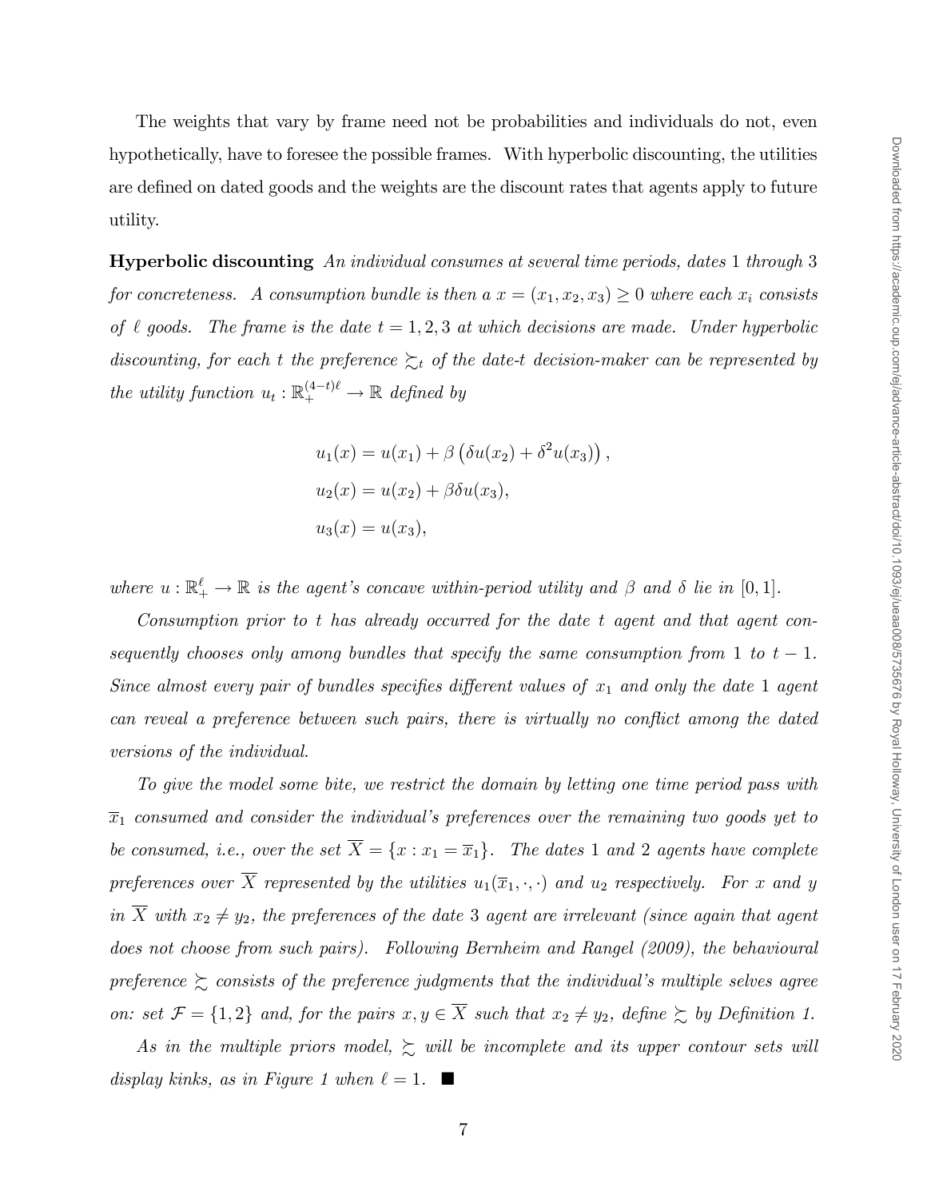The weights that vary by frame need not be probabilities and individuals do not, even hypothetically, have to foresee the possible frames. With hyperbolic discounting, the utilities are defined on dated goods and the weights are the discount rates that agents apply to future utility.

**Hyperbolic discounting** *An individual consumes at several time periods, dates 1 through 3 for concreteness. A consumption bundle is then a $x = (x_1, x_2, x_3) \geq 0$ where each $x_i$ consists of $\ell$ goods. The frame is the date $t = 1, 2, 3$ at which decisions are made. Under hyperbolic discounting, for each $t$ the preference $\succsim_t$ of the date-$t$ decision-maker can be represented by the utility function $u_t : \mathbb{R}_+^{(4-t)\ell} \to \mathbb{R}$ defined by*

$$
\begin{aligned}
u_1(x) &= u(x_1) + \beta \left( \delta u(x_2) + \delta^2 u(x_3) \right), \\
u_2(x) &= u(x_2) + \beta \delta u(x_3), \\
u_3(x) &= u(x_3),
\end{aligned}
$$

*where $u : \mathbb{R}_+^{\ell} \to \mathbb{R}$ is the agent's concave within-period utility and $\beta$ and $\delta$ lie in $[0, 1]$.*

*Consumption prior to $t$ has already occurred for the date $t$ agent and that agent consequently chooses only among bundles that specify the same consumption from 1 to $t - 1$. Since almost every pair of bundles specifies different values of $x_1$ and only the date 1 agent can reveal a preference between such pairs, there is virtually no conflict among the dated versions of the individual.*

*To give the model some bite, we restrict the domain by letting one time period pass with $\overline{x}_1$ consumed and consider the individual's preferences over the remaining two goods yet to be consumed, i.e., over the set $\overline{X} = \{x : x_1 = \overline{x}_1\}$. The dates 1 and 2 agents have complete preferences over $\overline{X}$ represented by the utilities $u_1(\overline{x}_1, \cdot, \cdot)$ and $u_2$ respectively. For $x$ and $y$ in $\overline{X}$ with $x_2 \neq y_2$, the preferences of the date 3 agent are irrelevant (since again that agent does not choose from such pairs). Following Bernheim and Rangel (2009), the behavioural preference $\succsim$ consists of the preference judgments that the individual's multiple selves agree on: set $\mathcal{F} = \{1, 2\}$ and, for the pairs $x, y \in \overline{X}$ such that $x_2 \neq y_2$, define $\succsim$ by Definition 1.*

*As in the multiple priors model, $\succsim$ will be incomplete and its upper contour sets will display kinks, as in Figure 1 when $\ell = 1$.* ∎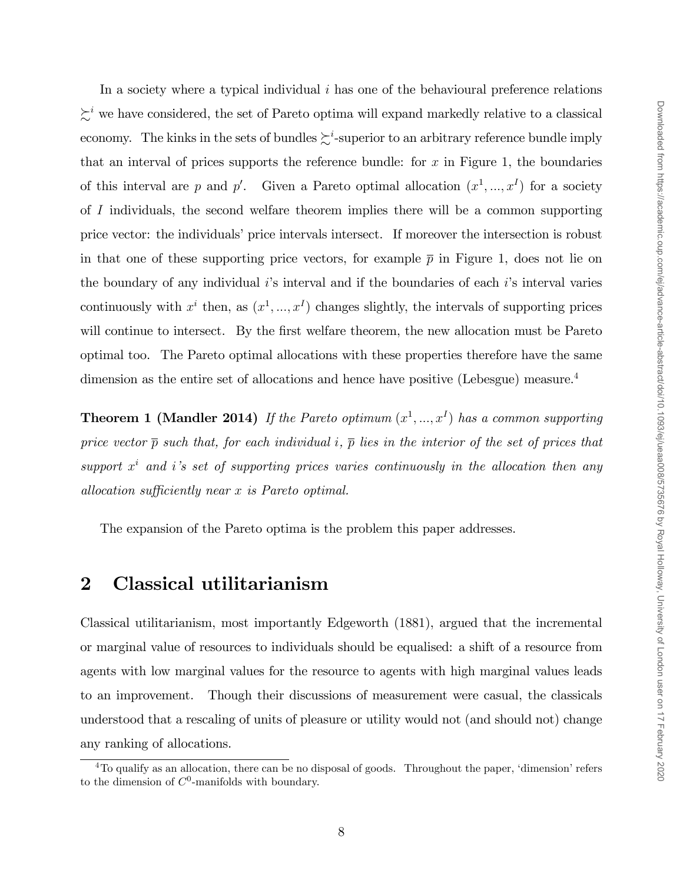In a society where a typical individual $i$ has one of the behavioural preference relations $\succsim^i$ we have considered, the set of Pareto optima will expand markedly relative to a classical economy. The kinks in the sets of bundles $\succsim^i$-superior to an arbitrary reference bundle imply that an interval of prices supports the reference bundle: for $x$ in Figure 1, the boundaries of this interval are $p$ and $p'$. Given a Pareto optimal allocation $(x^1, ..., x^I)$ for a society of $I$ individuals, the second welfare theorem implies there will be a common supporting price vector: the individuals' price intervals intersect. If moreover the intersection is robust in that one of these supporting price vectors, for example $\overline{p}$ in Figure 1, does not lie on the boundary of any individual $i$'s interval and if the boundaries of each $i$'s interval varies continuously with $x^i$ then, as $(x^1, ..., x^I)$ changes slightly, the intervals of supporting prices will continue to intersect. By the first welfare theorem, the new allocation must be Pareto optimal too. The Pareto optimal allocations with these properties therefore have the same dimension as the entire set of allocations and hence have positive (Lebesgue) measure.[4]

**Theorem 1 (Mandler 2014)** *If the Pareto optimum $(x^1, ..., x^I)$ has a common supporting price vector $\overline{p}$ such that, for each individual $i$, $\overline{p}$ lies in the interior of the set of prices that support $x^i$ and $i$'s set of supporting prices varies continuously in the allocation then any allocation sufficiently near $x$ is Pareto optimal.*

The expansion of the Pareto optima is the problem this paper addresses.

## 2 Classical utilitarianism

Classical utilitarianism, most importantly Edgeworth (1881), argued that the incremental or marginal value of resources to individuals should be equalised: a shift of a resource from agents with low marginal values for the resource to agents with high marginal values leads to an improvement. Though their discussions of measurement were casual, the classicals understood that a rescaling of units of pleasure or utility would not (and should not) change any ranking of allocations.

[4] To qualify as an allocation, there can be no disposal of goods. Throughout the paper, 'dimension' refers to the dimension of $C^0$-manifolds with boundary.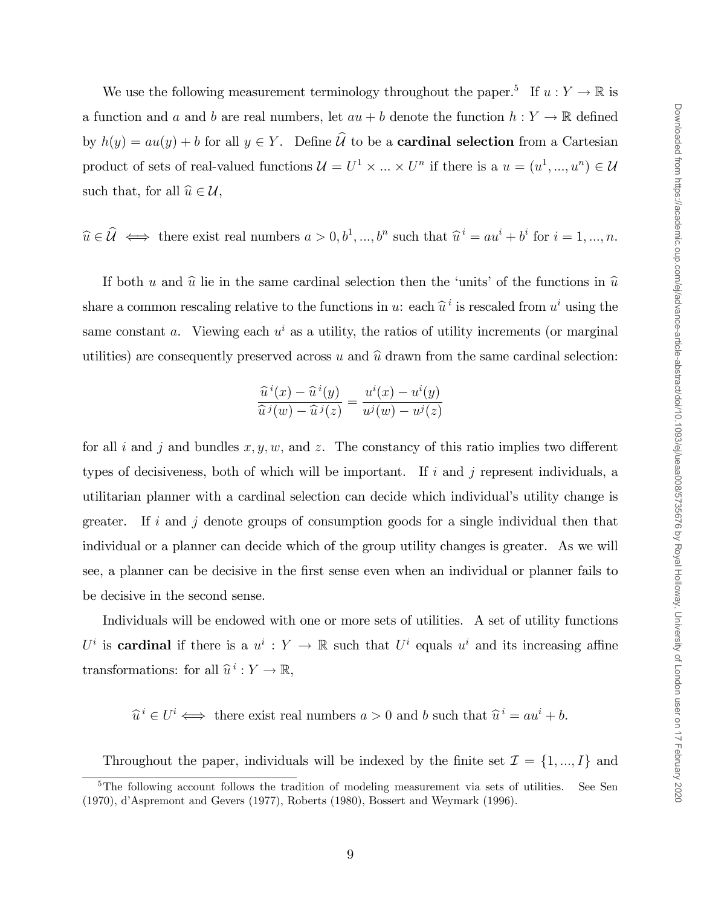We use the following measurement terminology throughout the paper.[5] If $u : Y \to \mathbb{R}$ is a function and $a$ and $b$ are real numbers, let $au + b$ denote the function $h : Y \to \mathbb{R}$ defined by $h(y) = au(y) + b$ for all $y \in Y$. Define $\widehat{\mathcal{U}}$ to be a **cardinal selection** from a Cartesian product of sets of real-valued functions $\mathcal{U} = U^1 \times ... \times U^n$ if there is a $u = (u^1, ..., u^n) \in \mathcal{U}$ such that, for all $\widehat{u} \in \mathcal{U}$,

$$\widehat{u} \in \widehat{\mathcal{U}} \iff \text{there exist real numbers } a > 0, b^1, ..., b^n \text{ such that } \widehat{u}^{\,i} = au^i + b^i \text{ for } i = 1, ..., n.$$

If both $u$ and $\widehat{u}$ lie in the same cardinal selection then the 'units' of the functions in $\widehat{u}$ share a common rescaling relative to the functions in $u$: each $\widehat{u}^{\,i}$ is rescaled from $u^i$ using the same constant $a$. Viewing each $u^i$ as a utility, the ratios of utility increments (or marginal utilities) are consequently preserved across $u$ and $\widehat{u}$ drawn from the same cardinal selection:

$$\frac{\widehat{u}^{\,i}(x) - \widehat{u}^{\,i}(y)}{\widehat{u}^{\,j}(w) - \widehat{u}^{\,j}(z)} = \frac{u^i(x) - u^i(y)}{u^j(w) - u^j(z)}$$

for all $i$ and $j$ and bundles $x, y, w$, and $z$. The constancy of this ratio implies two different types of decisiveness, both of which will be important. If $i$ and $j$ represent individuals, a utilitarian planner with a cardinal selection can decide which individual's utility change is greater. If $i$ and $j$ denote groups of consumption goods for a single individual then that individual or a planner can decide which of the group utility changes is greater. As we will see, a planner can be decisive in the first sense even when an individual or planner fails to be decisive in the second sense.

Individuals will be endowed with one or more sets of utilities. A set of utility functions $U^i$ is **cardinal** if there is a $u^i : Y \to \mathbb{R}$ such that $U^i$ equals $u^i$ and its increasing affine transformations: for all $\widehat{u}^{\,i} : Y \to \mathbb{R}$,

$$\widehat{u}^{\,i} \in U^i \iff \text{there exist real numbers } a > 0 \text{ and } b \text{ such that } \widehat{u}^{\,i} = au^i + b.$$

Throughout the paper, individuals will be indexed by the finite set $\mathcal{I} = \{1, ..., I\}$ and

[5] The following account follows the tradition of modeling measurement via sets of utilities. See Sen (1970), d'Aspremont and Gevers (1977), Roberts (1980), Bossert and Weymark (1996).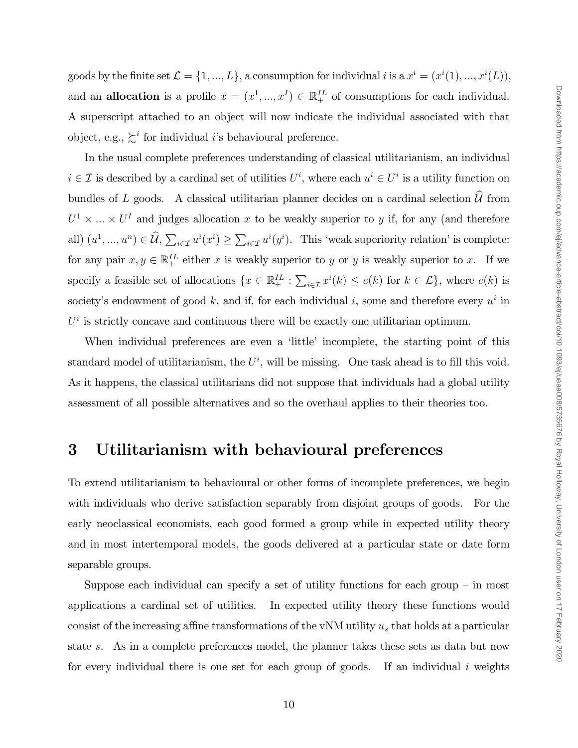goods by the finite set $\mathcal{L} = \{1, ..., L\}$, a consumption for individual $i$ is a $x^i = (x^i(1), ..., x^i(L))$, and an **allocation** is a profile $x = (x^1, ..., x^I) \in \mathbb{R}_+^{IL}$ of consumptions for each individual. A superscript attached to an object will now indicate the individual associated with that object, e.g., $\succsim^i$ for individual $i$'s behavioural preference.

In the usual complete preferences understanding of classical utilitarianism, an individual $i \in \mathcal{I}$ is described by a cardinal set of utilities $U^i$, where each $u^i \in U^i$ is a utility function on bundles of $L$ goods. A classical utilitarian planner decides on a cardinal selection $\widehat{\mathcal{U}}$ from $U^1 \times ... \times U^I$ and judges allocation $x$ to be weakly superior to $y$ if, for any (and therefore all) $(u^1, ..., u^n) \in \widehat{\mathcal{U}}$, $\sum_{i \in \mathcal{I}} u^i(x^i) \geq \sum_{i \in \mathcal{I}} u^i(y^i)$. This 'weak superiority relation' is complete: for any pair $x, y \in \mathbb{R}_+^{IL}$ either $x$ is weakly superior to $y$ or $y$ is weakly superior to $x$. If we specify a feasible set of allocations $\{x \in \mathbb{R}_+^{IL} : \sum_{i \in \mathcal{I}} x^i(k) \leq e(k) \text{ for } k \in \mathcal{L}\}$, where $e(k)$ is society's endowment of good $k$, and if, for each individual $i$, some and therefore every $u^i$ in $U^i$ is strictly concave and continuous there will be exactly one utilitarian optimum.

When individual preferences are even a 'little' incomplete, the starting point of this standard model of utilitarianism, the $U^i$, will be missing. One task ahead is to fill this void. As it happens, the classical utilitarians did not suppose that individuals had a global utility assessment of all possible alternatives and so the overhaul applies to their theories too.

# 3 Utilitarianism with behavioural preferences

To extend utilitarianism to behavioural or other forms of incomplete preferences, we begin with individuals who derive satisfaction separably from disjoint groups of goods. For the early neoclassical economists, each good formed a group while in expected utility theory and in most intertemporal models, the goods delivered at a particular state or date form separable groups.

Suppose each individual can specify a set of utility functions for each group – in most applications a cardinal set of utilities. In expected utility theory these functions would consist of the increasing affine transformations of the vNM utility $u_s$ that holds at a particular state $s$. As in a complete preferences model, the planner takes these sets as data but now for every individual there is one set for each group of goods. If an individual $i$ weights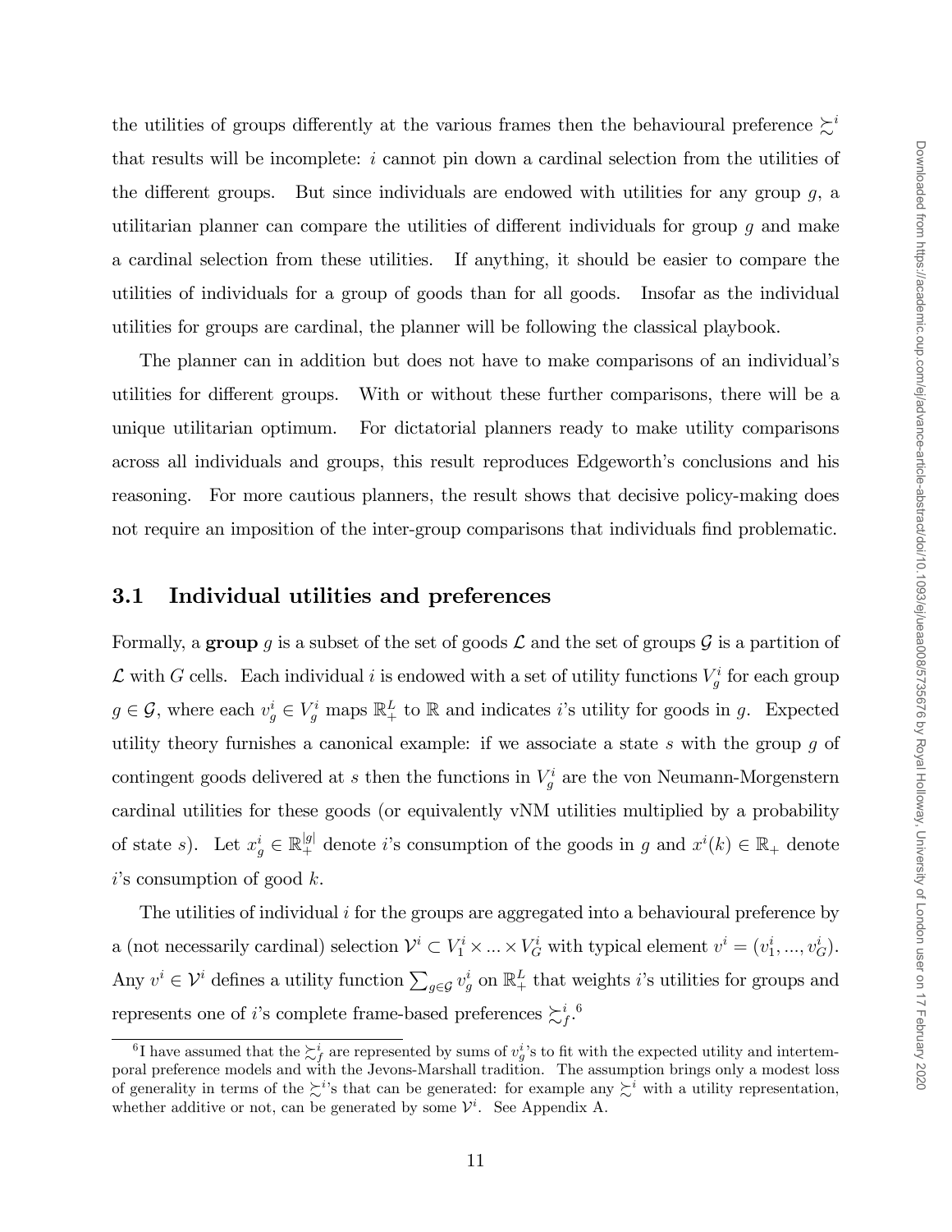the utilities of groups differently at the various frames then the behavioural preference $\succsim^i$ that results will be incomplete: $i$ cannot pin down a cardinal selection from the utilities of the different groups. But since individuals are endowed with utilities for any group $g$, a utilitarian planner can compare the utilities of different individuals for group $g$ and make a cardinal selection from these utilities. If anything, it should be easier to compare the utilities of individuals for a group of goods than for all goods. Insofar as the individual utilities for groups are cardinal, the planner will be following the classical playbook.

The planner can in addition but does not have to make comparisons of an individual's utilities for different groups. With or without these further comparisons, there will be a unique utilitarian optimum. For dictatorial planners ready to make utility comparisons across all individuals and groups, this result reproduces Edgeworth's conclusions and his reasoning. For more cautious planners, the result shows that decisive policy-making does not require an imposition of the inter-group comparisons that individuals find problematic.

### 3.1 Individual utilities and preferences

Formally, a **group** $g$ is a subset of the set of goods $\mathcal{L}$ and the set of groups $\mathcal{G}$ is a partition of $\mathcal{L}$ with $G$ cells. Each individual $i$ is endowed with a set of utility functions $V_g^i$ for each group $g \in \mathcal{G}$, where each $v_g^i \in V_g^i$ maps $\mathbb{R}_+^L$ to $\mathbb{R}$ and indicates $i$'s utility for goods in $g$. Expected utility theory furnishes a canonical example: if we associate a state $s$ with the group $g$ of contingent goods delivered at $s$ then the functions in $V_g^i$ are the von Neumann-Morgenstern cardinal utilities for these goods (or equivalently vNM utilities multiplied by a probability of state $s$). Let $x_g^i \in \mathbb{R}_+^{|g|}$ denote $i$'s consumption of the goods in $g$ and $x^i(k) \in \mathbb{R}_+$ denote $i$'s consumption of good $k$.

The utilities of individual $i$ for the groups are aggregated into a behavioural preference by a (not necessarily cardinal) selection $\mathcal{V}^i \subset V_1^i \times ... \times V_G^i$ with typical element $v^i = (v_1^i, ..., v_G^i)$. Any $v^i \in \mathcal{V}^i$ defines a utility function $\sum_{g \in \mathcal{G}} v_g^i$ on $\mathbb{R}_+^L$ that weights $i$'s utilities for groups and represents one of $i$'s complete frame-based preferences $\succsim_f^i$.[6]

[6] I have assumed that the $\succsim_f^i$ are represented by sums of $v_g^i$'s to fit with the expected utility and intertemporal preference models and with the Jevons-Marshall tradition. The assumption brings only a modest loss of generality in terms of the $\succsim^i$'s that can be generated: for example any $\succsim^i$ with a utility representation, whether additive or not, can be generated by some $\mathcal{V}^i$. See Appendix A.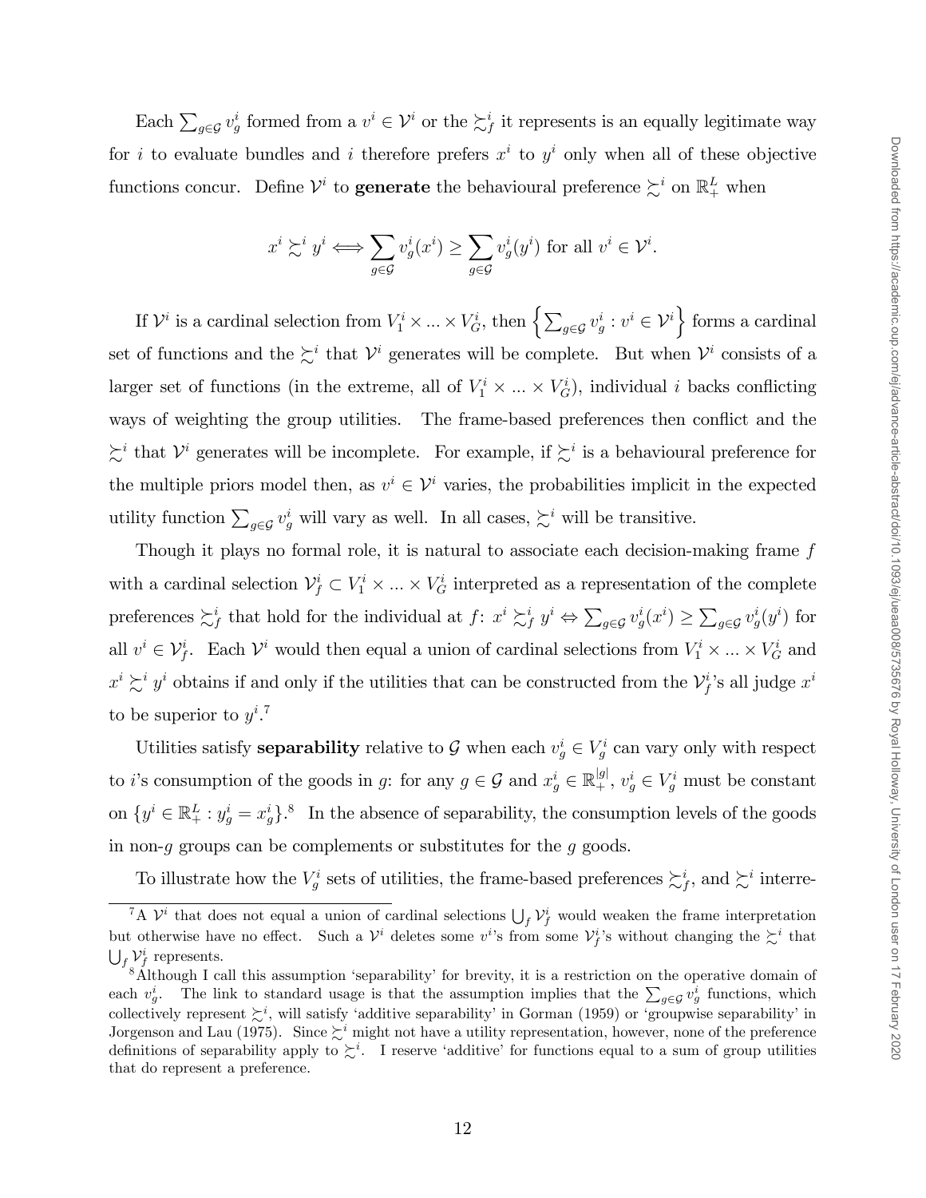Each $\sum_{g \in \mathcal{G}} v_g^i$ formed from a $v^i \in \mathcal{V}^i$ or the $\succsim_f^i$ it represents is an equally legitimate way for $i$ to evaluate bundles and $i$ therefore prefers $x^i$ to $y^i$ only when all of these objective functions concur. Define $\mathcal{V}^i$ to **generate** the behavioural preference $\succsim^i$ on $\mathbb{R}_+^L$ when

$$x^i \succsim^i y^i \Longleftrightarrow \sum_{g \in \mathcal{G}} v_g^i(x^i) \geq \sum_{g \in \mathcal{G}} v_g^i(y^i) \text{ for all } v^i \in \mathcal{V}^i.$$

If $\mathcal{V}^i$ is a cardinal selection from $V_1^i \times ... \times V_G^i$, then $\left\{ \sum_{g \in \mathcal{G}} v_g^i : v^i \in \mathcal{V}^i \right\}$ forms a cardinal set of functions and the $\succsim^i$ that $\mathcal{V}^i$ generates will be complete. But when $\mathcal{V}^i$ consists of a larger set of functions (in the extreme, all of $V_1^i \times ... \times V_G^i$), individual $i$ backs conflicting ways of weighting the group utilities. The frame-based preferences then conflict and the $\succsim^i$ that $\mathcal{V}^i$ generates will be incomplete. For example, if $\succsim^i$ is a behavioural preference for the multiple priors model then, as $v^i \in \mathcal{V}^i$ varies, the probabilities implicit in the expected utility function $\sum_{g \in \mathcal{G}} v_g^i$ will vary as well. In all cases, $\succsim^i$ will be transitive.

Though it plays no formal role, it is natural to associate each decision-making frame $f$ with a cardinal selection $\mathcal{V}_f^i \subset V_1^i \times ... \times V_G^i$ interpreted as a representation of the complete preferences $\succsim_f^i$ that hold for the individual at $f$: $x^i \succsim_f^i y^i \Leftrightarrow \sum_{g \in \mathcal{G}} v_g^i(x^i) \geq \sum_{g \in \mathcal{G}} v_g^i(y^i)$ for all $v^i \in \mathcal{V}_f^i$. Each $\mathcal{V}^i$ would then equal a union of cardinal selections from $V_1^i \times ... \times V_G^i$ and $x^i \succsim^i y^i$ obtains if and only if the utilities that can be constructed from the $\mathcal{V}_f^i$'s all judge $x^i$ to be superior to $y^i$.[7]

Utilities satisfy **separability** relative to $\mathcal{G}$ when each $v_g^i \in V_g^i$ can vary only with respect to $i$'s consumption of the goods in $g$: for any $g \in \mathcal{G}$ and $x_g^i \in \mathbb{R}_+^{|g|}$, $v_g^i \in V_g^i$ must be constant on $\{y^i \in \mathbb{R}_+^L : y_g^i = x_g^i\}$.[8] In the absence of separability, the consumption levels of the goods in non-$g$ groups can be complements or substitutes for the $g$ goods.

To illustrate how the $V_g^i$ sets of utilities, the frame-based preferences $\succsim_f^i$, and $\succsim^i$ interre-

---

[7] A $\mathcal{V}^i$ that does not equal a union of cardinal selections $\bigcup_f \mathcal{V}_f^i$ would weaken the frame interpretation but otherwise have no effect. Such a $\mathcal{V}^i$ deletes some $v^i$'s from some $\mathcal{V}_f^i$'s without changing the $\succsim^i$ that $\bigcup_f \mathcal{V}_f^i$ represents.

[8] Although I call this assumption 'separability' for brevity, it is a restriction on the operative domain of each $v_g^i$. The link to standard usage is that the assumption implies that the $\sum_{g \in \mathcal{G}} v_g^i$ functions, which collectively represent $\succsim^i$, will satisfy 'additive separability' in Gorman (1959) or 'groupwise separability' in Jorgenson and Lau (1975). Since $\succsim^i$ might not have a utility representation, however, none of the preference definitions of separability apply to $\succsim^i$. I reserve 'additive' for functions equal to a sum of group utilities that do represent a preference.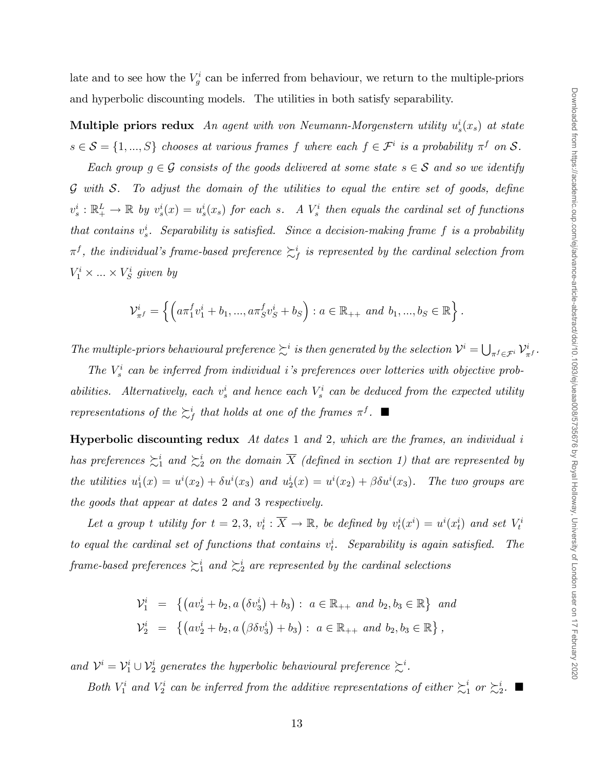late and to see how the $V_g^i$ can be inferred from behaviour, we return to the multiple-priors and hyperbolic discounting models. The utilities in both satisfy separability.

**Multiple priors redux** *An agent with von Neumann-Morgenstern utility $u_s^i(x_s)$ at state $s \in \mathcal{S} = \{1, ..., S\}$ chooses at various frames $f$ where each $f \in \mathcal{F}^i$ is a probability $\pi^f$ on $\mathcal{S}$.*

*Each group $g \in \mathcal{G}$ consists of the goods delivered at some state $s \in \mathcal{S}$ and so we identify $\mathcal{G}$ with $\mathcal{S}$. To adjust the domain of the utilities to equal the entire set of goods, define $v_s^i : \mathbb{R}_+^L \to \mathbb{R}$ by $v_s^i(x) = u_s^i(x_s)$ for each $s$. A $V_s^i$ then equals the cardinal set of functions that contains $v_s^i$. Separability is satisfied. Since a decision-making frame $f$ is a probability $\pi^f$, the individual's frame-based preference $\succsim_f^i$ is represented by the cardinal selection from $V_1^i \times ... \times V_S^i$ given by*

$$\mathcal{V}_{\pi^f}^i = \left\{ \left( a\pi_1^f v_1^i + b_1, ..., a\pi_S^f v_S^i + b_S \right) : a \in \mathbb{R}_{++} \text{ and } b_1, ..., b_S \in \mathbb{R} \right\}.$$

*The multiple-priors behavioural preference $\succsim^i$ is then generated by the selection $\mathcal{V}^i = \bigcup_{\pi^f \in \mathcal{F}^i} \mathcal{V}_{\pi^f}^i$.*

*The $V_s^i$ can be inferred from individual $i$'s preferences over lotteries with objective probabilities. Alternatively, each $v_s^i$ and hence each $V_s^i$ can be deduced from the expected utility representations of the $\succsim_f^i$ that holds at one of the frames $\pi^f$.* ■

**Hyperbolic discounting redux** *At dates 1 and 2, which are the frames, an individual $i$ has preferences $\succsim_1^i$ and $\succsim_2^i$ on the domain $\overline{X}$ (defined in section 1) that are represented by the utilities $u_1^i(x) = u^i(x_2) + \delta u^i(x_3)$ and $u_2^i(x) = u^i(x_2) + \beta\delta u^i(x_3)$. The two groups are the goods that appear at dates 2 and 3 respectively.*

*Let a group $t$ utility for $t = 2, 3$, $v_t^i : \overline{X} \to \mathbb{R}$, be defined by $v_t^i(x^i) = u^i(x_t^i)$ and set $V_t^i$ to equal the cardinal set of functions that contains $v_t^i$. Separability is again satisfied. The frame-based preferences $\succsim_1^i$ and $\succsim_2^i$ are represented by the cardinal selections*

$$\begin{aligned}
\mathcal{V}_1^i &= \left\{ \left( av_2^i + b_2, a\left(\delta v_3^i\right) + b_3 \right) : \ a \in \mathbb{R}_{++} \text{ and } b_2, b_3 \in \mathbb{R} \right\} \text{ and} \\
\mathcal{V}_2^i &= \left\{ \left( av_2^i + b_2, a\left(\beta\delta v_3^i\right) + b_3 \right) : \ a \in \mathbb{R}_{++} \text{ and } b_2, b_3 \in \mathbb{R} \right\},
\end{aligned}$$

*and $\mathcal{V}^i = \mathcal{V}_1^i \cup \mathcal{V}_2^i$ generates the hyperbolic behavioural preference $\succsim^i$.*

*Both $V_1^i$ and $V_2^i$ can be inferred from the additive representations of either $\succsim_1^i$ or $\succsim_2^i$.* ■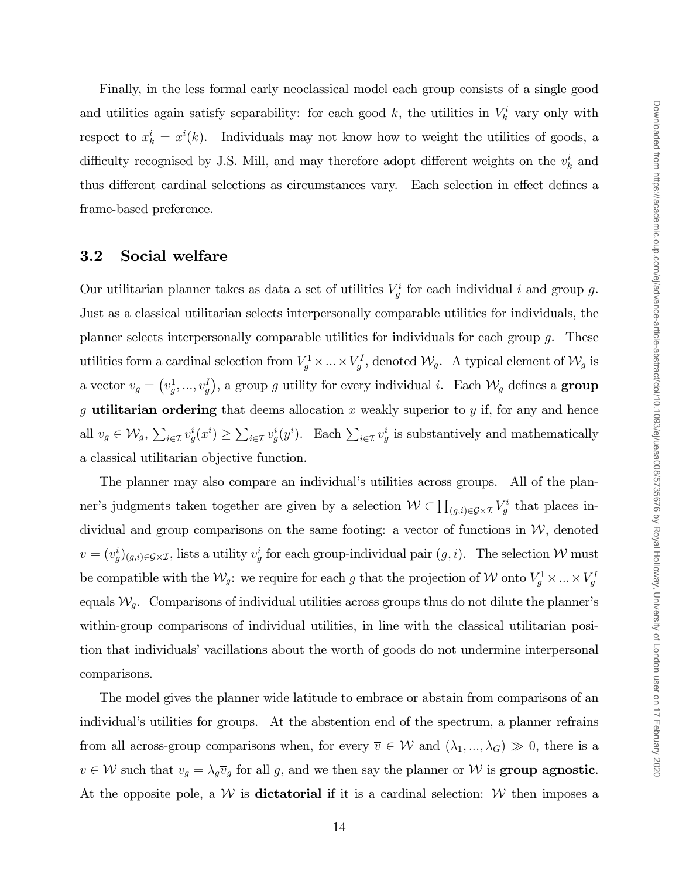Finally, in the less formal early neoclassical model each group consists of a single good and utilities again satisfy separability: for each good $k$, the utilities in $V_k^i$ vary only with respect to $x_k^i = x^i(k)$. Individuals may not know how to weight the utilities of goods, a difficulty recognised by J.S. Mill, and may therefore adopt different weights on the $v_k^i$ and thus different cardinal selections as circumstances vary. Each selection in effect defines a frame-based preference.

### 3.2 Social welfare

Our utilitarian planner takes as data a set of utilities $V_g^i$ for each individual $i$ and group $g$. Just as a classical utilitarian selects interpersonally comparable utilities for individuals, the planner selects interpersonally comparable utilities for individuals for each group $g$. These utilities form a cardinal selection from $V_g^1 \times ... \times V_g^I$, denoted $\mathcal{W}_g$. A typical element of $\mathcal{W}_g$ is a vector $v_g = (v_g^1, ..., v_g^I)$, a group $g$ utility for every individual $i$. Each $\mathcal{W}_g$ defines a **group** $g$ **utilitarian ordering** that deems allocation $x$ weakly superior to $y$ if, for any and hence all $v_g \in \mathcal{W}_g$, $\sum_{i \in \mathcal{I}} v_g^i(x^i) \geq \sum_{i \in \mathcal{I}} v_g^i(y^i)$. Each $\sum_{i \in \mathcal{I}} v_g^i$ is substantively and mathematically a classical utilitarian objective function.

The planner may also compare an individual's utilities across groups. All of the planner's judgments taken together are given by a selection $\mathcal{W} \subset \prod_{(g,i) \in \mathcal{G} \times \mathcal{I}} V_g^i$ that places individual and group comparisons on the same footing: a vector of functions in $\mathcal{W}$, denoted $v = (v_g^i)_{(g,i) \in \mathcal{G} \times \mathcal{I}}$, lists a utility $v_g^i$ for each group-individual pair $(g, i)$. The selection $\mathcal{W}$ must be compatible with the $\mathcal{W}_g$: we require for each $g$ that the projection of $\mathcal{W}$ onto $V_g^1 \times ... \times V_g^I$ equals $\mathcal{W}_g$. Comparisons of individual utilities across groups thus do not dilute the planner's within-group comparisons of individual utilities, in line with the classical utilitarian position that individuals' vacillations about the worth of goods do not undermine interpersonal comparisons.

The model gives the planner wide latitude to embrace or abstain from comparisons of an individual's utilities for groups. At the abstention end of the spectrum, a planner refrains from all across-group comparisons when, for every $\overline{v} \in \mathcal{W}$ and $(\lambda_1, ..., \lambda_G) \gg 0$, there is a $v \in \mathcal{W}$ such that $v_g = \lambda_g \overline{v}_g$ for all $g$, and we then say the planner or $\mathcal{W}$ is **group agnostic**. At the opposite pole, a $\mathcal{W}$ is **dictatorial** if it is a cardinal selection: $\mathcal{W}$ then imposes a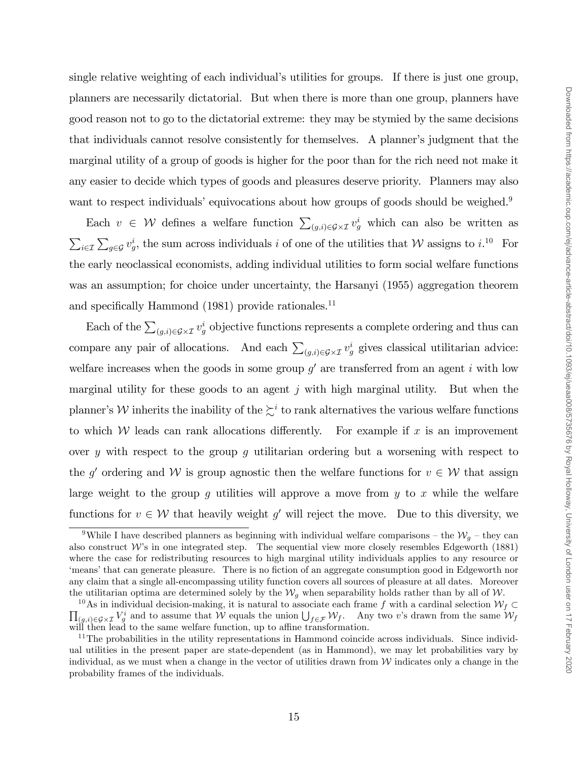single relative weighting of each individual's utilities for groups. If there is just one group, planners are necessarily dictatorial. But when there is more than one group, planners have good reason not to go to the dictatorial extreme: they may be stymied by the same decisions that individuals cannot resolve consistently for themselves. A planner's judgment that the marginal utility of a group of goods is higher for the poor than for the rich need not make it any easier to decide which types of goods and pleasures deserve priority. Planners may also want to respect individuals' equivocations about how groups of goods should be weighed.[9]

Each $v \in \mathcal{W}$ defines a welfare function $\sum_{(g,i)\in\mathcal{G}\times\mathcal{I}} v_g^i$ which can also be written as $\sum_{i\in\mathcal{I}} \sum_{g\in\mathcal{G}} v_g^i$, the sum across individuals $i$ of one of the utilities that $\mathcal{W}$ assigns to $i$.[10] For the early neoclassical economists, adding individual utilities to form social welfare functions was an assumption; for choice under uncertainty, the Harsanyi (1955) aggregation theorem and specifically Hammond (1981) provide rationales.[11]

Each of the $\sum_{(g,i)\in\mathcal{G}\times\mathcal{I}} v_g^i$ objective functions represents a complete ordering and thus can compare any pair of allocations. And each $\sum_{(g,i)\in\mathcal{G}\times\mathcal{I}} v_g^i$ gives classical utilitarian advice: welfare increases when the goods in some group $g'$ are transferred from an agent $i$ with low marginal utility for these goods to an agent $j$ with high marginal utility. But when the planner's $\mathcal{W}$ inherits the inability of the $\succsim^i$ to rank alternatives the various welfare functions to which $\mathcal{W}$ leads can rank allocations differently. For example if $x$ is an improvement over $y$ with respect to the group $g$ utilitarian ordering but a worsening with respect to the $g'$ ordering and $\mathcal{W}$ is group agnostic then the welfare functions for $v \in \mathcal{W}$ that assign large weight to the group $g$ utilities will approve a move from $y$ to $x$ while the welfare functions for $v \in \mathcal{W}$ that heavily weight $g'$ will reject the move. Due to this diversity, we

---

[9] While I have described planners as beginning with individual welfare comparisons – the $\mathcal{W}_g$ – they can also construct $\mathcal{W}$'s in one integrated step. The sequential view more closely resembles Edgeworth (1881) where the case for redistributing resources to high marginal utility individuals applies to any resource or 'means' that can generate pleasure. There is no fiction of an aggregate consumption good in Edgeworth nor any claim that a single all-encompassing utility function covers all sources of pleasure at all dates. Moreover the utilitarian optima are determined solely by the $\mathcal{W}_g$ when separability holds rather than by all of $\mathcal{W}$.

[10] As in individual decision-making, it is natural to associate each frame $f$ with a cardinal selection $\mathcal{W}_f \subset \prod_{(g,i)\in\mathcal{G}\times\mathcal{I}} V_g^i$ and to assume that $\mathcal{W}$ equals the union $\bigcup_{f\in\mathcal{F}} \mathcal{W}_f$. Any two $v$'s drawn from the same $\mathcal{W}_f$ will then lead to the same welfare function, up to affine transformation.

[11] The probabilities in the utility representations in Hammond coincide across individuals. Since individual utilities in the present paper are state-dependent (as in Hammond), we may let probabilities vary by individual, as we must when a change in the vector of utilities drawn from $\mathcal{W}$ indicates only a change in the probability frames of the individuals.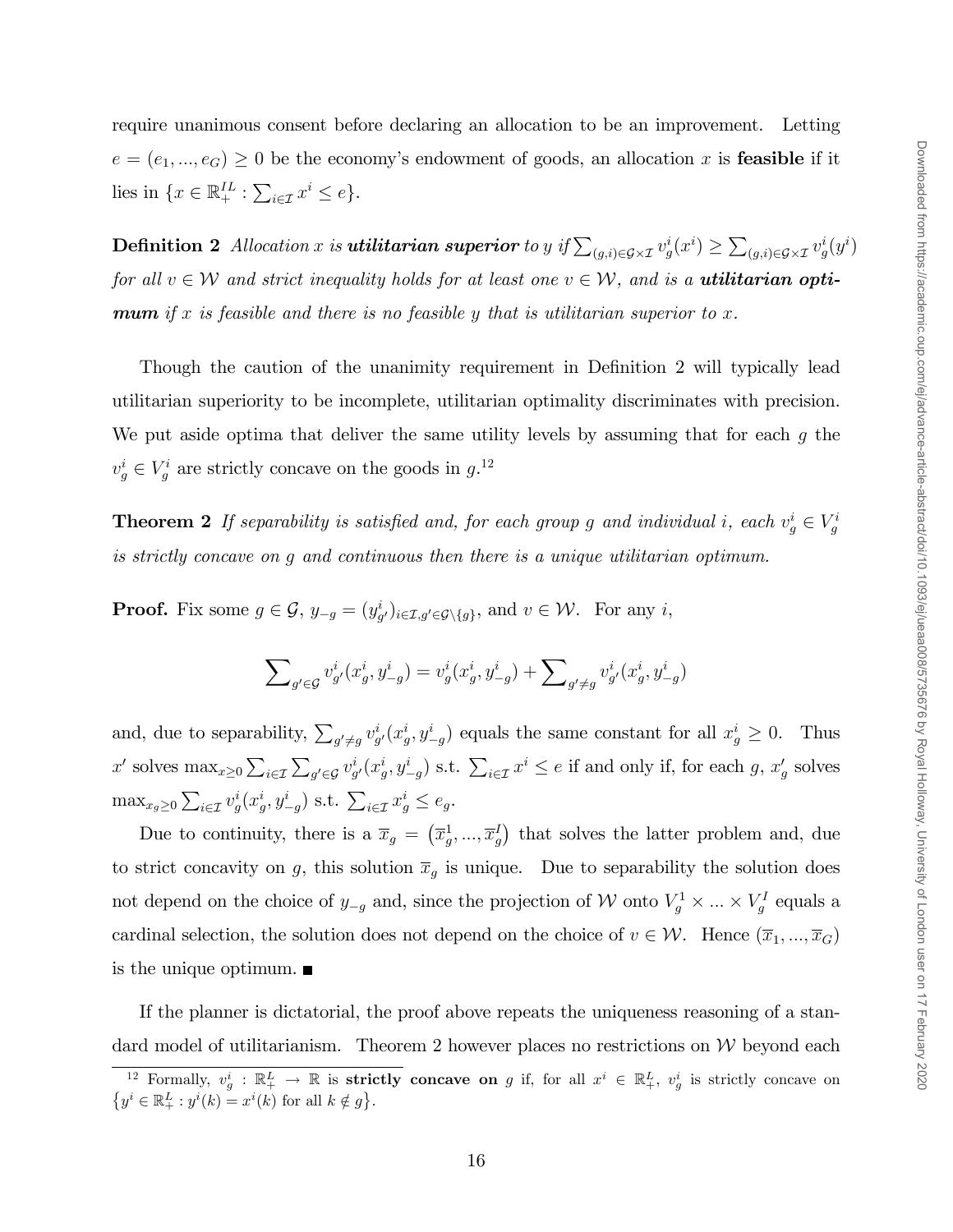require unanimous consent before declaring an allocation to be an improvement. Letting $e = (e_1, ..., e_G) \geq 0$ be the economy's endowment of goods, an allocation $x$ is **feasible** if it lies in $\{x \in \mathbb{R}^{IL}_+ : \sum_{i \in \mathcal{I}} x^i \leq e\}$.

**Definition 2** *Allocation $x$ is **utilitarian superior** to $y$ if $\sum_{(g,i) \in \mathcal{G} \times \mathcal{I}} v^i_g(x^i) \geq \sum_{(g,i) \in \mathcal{G} \times \mathcal{I}} v^i_g(y^i)$ for all $v \in \mathcal{W}$ and strict inequality holds for at least one $v \in \mathcal{W}$, and is a **utilitarian optimum** if $x$ is feasible and there is no feasible $y$ that is utilitarian superior to $x$.*

Though the caution of the unanimity requirement in Definition 2 will typically lead utilitarian superiority to be incomplete, utilitarian optimality discriminates with precision. We put aside optima that deliver the same utility levels by assuming that for each $g$ the $v^i_g \in V^i_g$ are strictly concave on the goods in $g$.[12]

**Theorem 2** *If separability is satisfied and, for each group $g$ and individual $i$, each $v^i_g \in V^i_g$ is strictly concave on $g$ and continuous then there is a unique utilitarian optimum.*

**Proof.** Fix some $g \in \mathcal{G}$, $y_{-g} = (y^i_{g'})_{i \in \mathcal{I}, g' \in \mathcal{G} \setminus \{g\}}$, and $v \in \mathcal{W}$. For any $i$,

$$\sum\nolimits_{g' \in \mathcal{G}} v^i_{g'}(x^i_g, y^i_{-g}) = v^i_g(x^i_g, y^i_{-g}) + \sum\nolimits_{g' \neq g} v^i_{g'}(x^i_g, y^i_{-g})$$

and, due to separability, $\sum_{g' \neq g} v^i_{g'}(x^i_g, y^i_{-g})$ equals the same constant for all $x^i_g \geq 0$. Thus $x'$ solves $\max_{x \geq 0} \sum_{i \in \mathcal{I}} \sum_{g' \in \mathcal{G}} v^i_{g'}(x^i_g, y^i_{-g})$ s.t. $\sum_{i \in \mathcal{I}} x^i \leq e$ if and only if, for each $g$, $x'_g$ solves $\max_{x_g \geq 0} \sum_{i \in \mathcal{I}} v^i_g(x^i_g, y^i_{-g})$ s.t. $\sum_{i \in \mathcal{I}} x^i_g \leq e_g$.

Due to continuity, there is a $\overline{x}_g = (\overline{x}^1_g, ..., \overline{x}^I_g)$ that solves the latter problem and, due to strict concavity on $g$, this solution $\overline{x}_g$ is unique. Due to separability the solution does not depend on the choice of $y_{-g}$ and, since the projection of $\mathcal{W}$ onto $V^1_g \times ... \times V^I_g$ equals a cardinal selection, the solution does not depend on the choice of $v \in \mathcal{W}$. Hence $(\overline{x}_1, ..., \overline{x}_G)$ is the unique optimum. ■

If the planner is dictatorial, the proof above repeats the uniqueness reasoning of a standard model of utilitarianism. Theorem 2 however places no restrictions on $\mathcal{W}$ beyond each

[12] Formally, $v^i_g : \mathbb{R}^L_+ \to \mathbb{R}$ is **strictly concave on** $g$ if, for all $x^i \in \mathbb{R}^L_+$, $v^i_g$ is strictly concave on $\{y^i \in \mathbb{R}^L_+ : y^i(k) = x^i(k) \text{ for all } k \notin g\}$.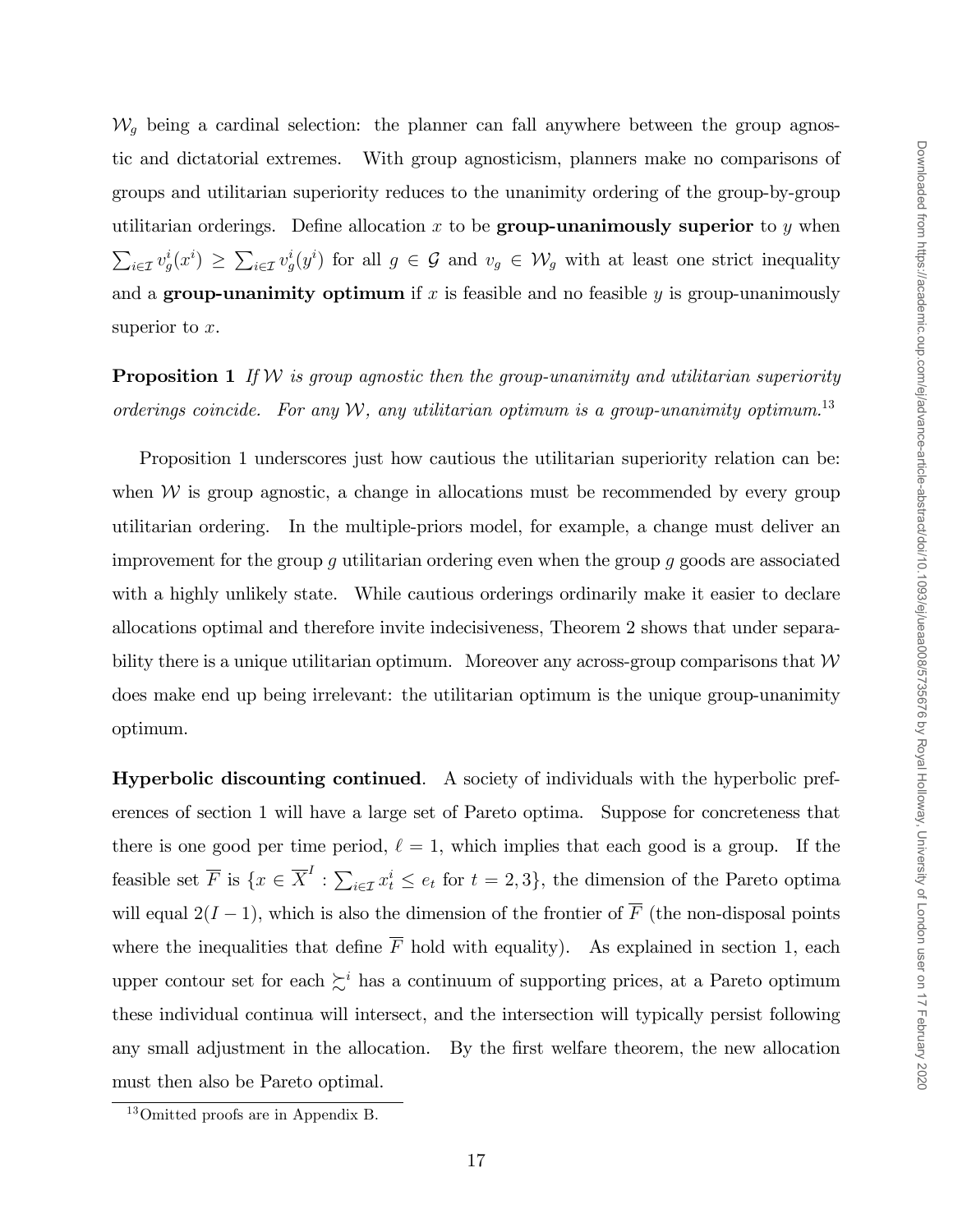$\mathcal{W}_g$ being a cardinal selection: the planner can fall anywhere between the group agnostic and dictatorial extremes. With group agnosticism, planners make no comparisons of groups and utilitarian superiority reduces to the unanimity ordering of the group-by-group utilitarian orderings. Define allocation $x$ to be **group-unanimously superior** to $y$ when $\sum_{i\in\mathcal{I}} v_g^i(x^i) \geq \sum_{i\in\mathcal{I}} v_g^i(y^i)$ for all $g \in \mathcal{G}$ and $v_g \in \mathcal{W}_g$ with at least one strict inequality and a **group-unanimity optimum** if $x$ is feasible and no feasible $y$ is group-unanimously superior to $x$.

**Proposition 1** *If $\mathcal{W}$ is group agnostic then the group-unanimity and utilitarian superiority orderings coincide. For any $\mathcal{W}$, any utilitarian optimum is a group-unanimity optimum.*[13]

Proposition 1 underscores just how cautious the utilitarian superiority relation can be: when $\mathcal{W}$ is group agnostic, a change in allocations must be recommended by every group utilitarian ordering. In the multiple-priors model, for example, a change must deliver an improvement for the group $g$ utilitarian ordering even when the group $g$ goods are associated with a highly unlikely state. While cautious orderings ordinarily make it easier to declare allocations optimal and therefore invite indecisiveness, Theorem 2 shows that under separability there is a unique utilitarian optimum. Moreover any across-group comparisons that $\mathcal{W}$ does make end up being irrelevant: the utilitarian optimum is the unique group-unanimity optimum.

**Hyperbolic discounting continued**. A society of individuals with the hyperbolic preferences of section 1 will have a large set of Pareto optima. Suppose for concreteness that there is one good per time period, $\ell = 1$, which implies that each good is a group. If the feasible set $\overline{F}$ is $\{x \in \overline{X}^I : \sum_{i\in\mathcal{I}} x_t^i \leq e_t \text{ for } t = 2, 3\}$, the dimension of the Pareto optima will equal $2(I-1)$, which is also the dimension of the frontier of $\overline{F}$ (the non-disposal points where the inequalities that define $\overline{F}$ hold with equality). As explained in section 1, each upper contour set for each $\succsim^i$ has a continuum of supporting prices, at a Pareto optimum these individual continua will intersect, and the intersection will typically persist following any small adjustment in the allocation. By the first welfare theorem, the new allocation must then also be Pareto optimal.

[13] Omitted proofs are in Appendix B.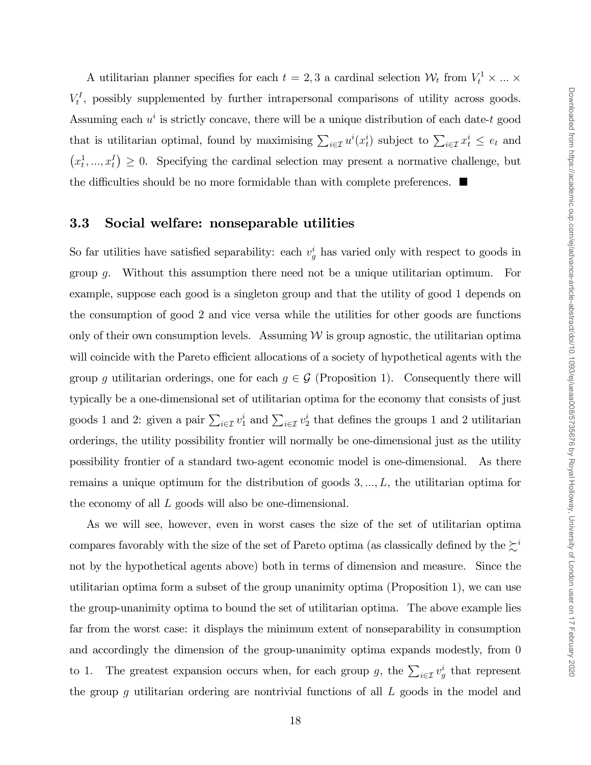A utilitarian planner specifies for each $t = 2, 3$ a cardinal selection $\mathcal{W}_t$ from $V_t^1 \times ... \times V_t^I$, possibly supplemented by further intrapersonal comparisons of utility across goods. Assuming each $u^i$ is strictly concave, there will be a unique distribution of each date-$t$ good that is utilitarian optimal, found by maximising $\sum_{i \in \mathcal{I}} u^i(x_t^i)$ subject to $\sum_{i \in \mathcal{I}} x_t^i \leq e_t$ and $\left(x_t^1, ..., x_t^I\right) \geq 0$. Specifying the cardinal selection may present a normative challenge, but the difficulties should be no more formidable than with complete preferences. ■

### 3.3 Social welfare: nonseparable utilities

So far utilities have satisfied separability: each $v_g^i$ has varied only with respect to goods in group $g$. Without this assumption there need not be a unique utilitarian optimum. For example, suppose each good is a singleton group and that the utility of good 1 depends on the consumption of good 2 and vice versa while the utilities for other goods are functions only of their own consumption levels. Assuming $\mathcal{W}$ is group agnostic, the utilitarian optima will coincide with the Pareto efficient allocations of a society of hypothetical agents with the group $g$ utilitarian orderings, one for each $g \in \mathcal{G}$ (Proposition 1). Consequently there will typically be a one-dimensional set of utilitarian optima for the economy that consists of just goods 1 and 2: given a pair $\sum_{i \in \mathcal{I}} v_1^i$ and $\sum_{i \in \mathcal{I}} v_2^i$ that defines the groups 1 and 2 utilitarian orderings, the utility possibility frontier will normally be one-dimensional just as the utility possibility frontier of a standard two-agent economic model is one-dimensional. As there remains a unique optimum for the distribution of goods $3, ..., L$, the utilitarian optima for the economy of all $L$ goods will also be one-dimensional.

As we will see, however, even in worst cases the size of the set of utilitarian optima compares favorably with the size of the set of Pareto optima (as classically defined by the $\succsim^i$ not by the hypothetical agents above) both in terms of dimension and measure. Since the utilitarian optima form a subset of the group unanimity optima (Proposition 1), we can use the group-unanimity optima to bound the set of utilitarian optima. The above example lies far from the worst case: it displays the minimum extent of nonseparability in consumption and accordingly the dimension of the group-unanimity optima expands modestly, from 0 to 1. The greatest expansion occurs when, for each group $g$, the $\sum_{i \in \mathcal{I}} v_g^i$ that represent the group $g$ utilitarian ordering are nontrivial functions of all $L$ goods in the model and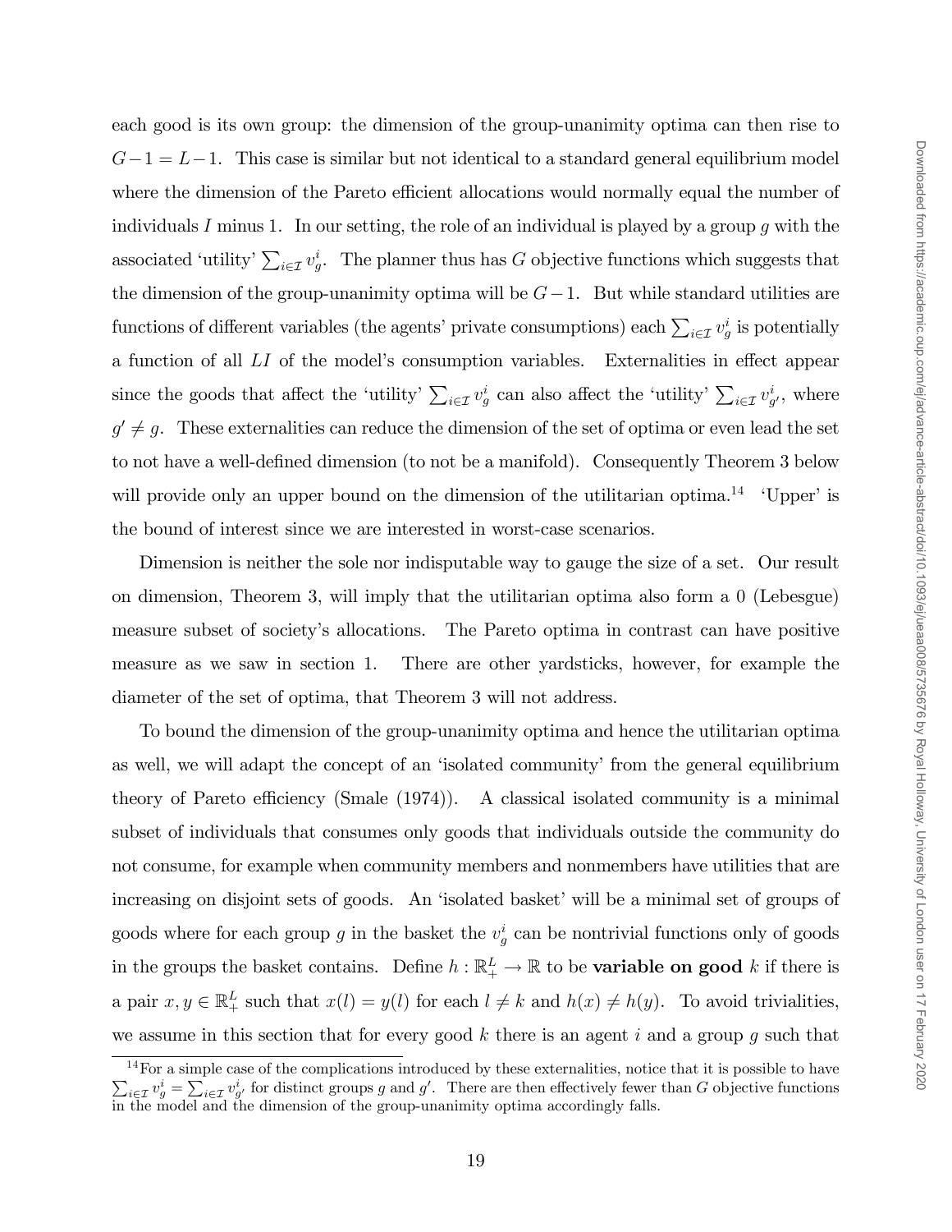each good is its own group: the dimension of the group-unanimity optima can then rise to $G-1 = L-1$. This case is similar but not identical to a standard general equilibrium model where the dimension of the Pareto efficient allocations would normally equal the number of individuals $I$ minus 1. In our setting, the role of an individual is played by a group $g$ with the associated 'utility' $\sum_{i\in\mathcal{I}} v_g^i$. The planner thus has $G$ objective functions which suggests that the dimension of the group-unanimity optima will be $G-1$. But while standard utilities are functions of different variables (the agents' private consumptions) each $\sum_{i\in\mathcal{I}} v_g^i$ is potentially a function of all $LI$ of the model's consumption variables. Externalities in effect appear since the goods that affect the 'utility' $\sum_{i\in\mathcal{I}} v_g^i$ can also affect the 'utility' $\sum_{i\in\mathcal{I}} v_{g'}^i$, where $g' \neq g$. These externalities can reduce the dimension of the set of optima or even lead the set to not have a well-defined dimension (to not be a manifold). Consequently Theorem 3 below will provide only an upper bound on the dimension of the utilitarian optima.[14] 'Upper' is the bound of interest since we are interested in worst-case scenarios.

Dimension is neither the sole nor indisputable way to gauge the size of a set. Our result on dimension, Theorem 3, will imply that the utilitarian optima also form a 0 (Lebesgue) measure subset of society's allocations. The Pareto optima in contrast can have positive measure as we saw in section 1. There are other yardsticks, however, for example the diameter of the set of optima, that Theorem 3 will not address.

To bound the dimension of the group-unanimity optima and hence the utilitarian optima as well, we will adapt the concept of an 'isolated community' from the general equilibrium theory of Pareto efficiency (Smale (1974)). A classical isolated community is a minimal subset of individuals that consumes only goods that individuals outside the community do not consume, for example when community members and nonmembers have utilities that are increasing on disjoint sets of goods. An 'isolated basket' will be a minimal set of groups of goods where for each group $g$ in the basket the $v_g^i$ can be nontrivial functions only of goods in the groups the basket contains. Define $h : \mathbb{R}_+^L \to \mathbb{R}$ to be **variable on good** $k$ if there is a pair $x, y \in \mathbb{R}_+^L$ such that $x(l) = y(l)$ for each $l \neq k$ and $h(x) \neq h(y)$. To avoid trivialities, we assume in this section that for every good $k$ there is an agent $i$ and a group $g$ such that

[14] For a simple case of the complications introduced by these externalities, notice that it is possible to have $\sum_{i\in\mathcal{I}} v_g^i = \sum_{i\in\mathcal{I}} v_{g'}^i$ for distinct groups $g$ and $g'$. There are then effectively fewer than $G$ objective functions in the model and the dimension of the group-unanimity optima accordingly falls.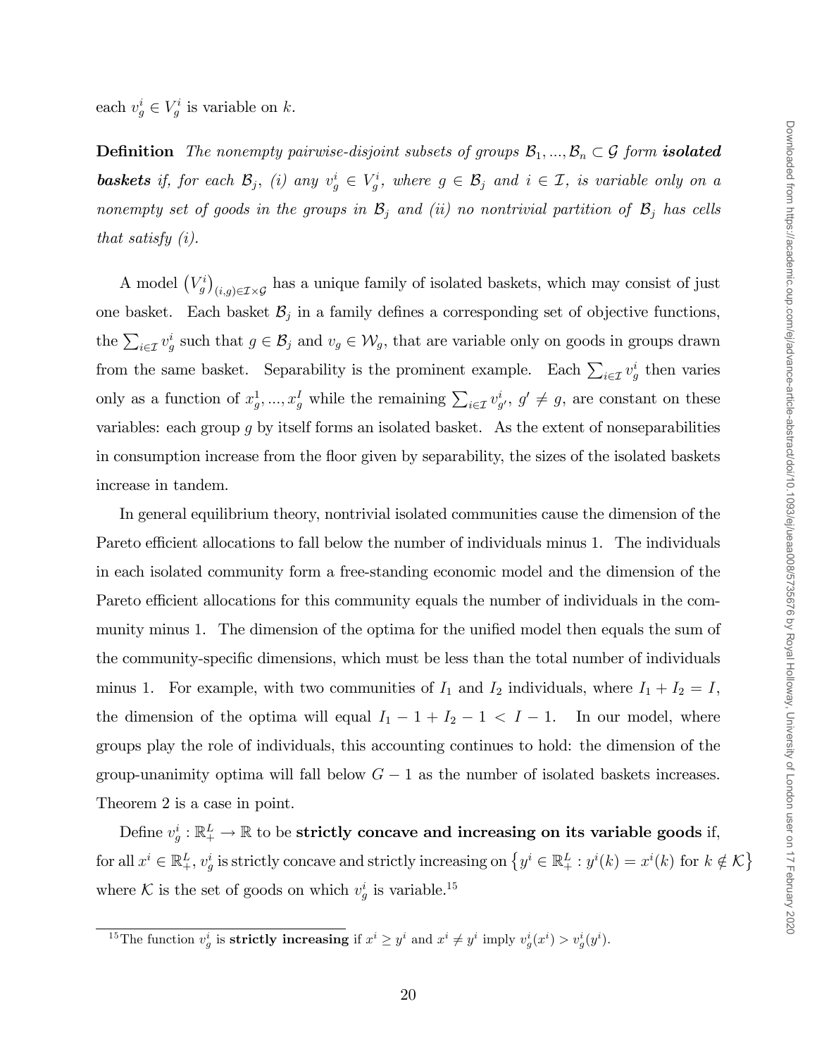each $v_g^i \in V_g^i$ is variable on $k$.

**Definition** *The nonempty pairwise-disjoint subsets of groups $\mathcal{B}_1, ..., \mathcal{B}_n \subset \mathcal{G}$ form* ***isolated baskets*** *if, for each $\mathcal{B}_j$, (i) any $v_g^i \in V_g^i$, where $g \in \mathcal{B}_j$ and $i \in \mathcal{I}$, is variable only on a nonempty set of goods in the groups in $\mathcal{B}_j$ and (ii) no nontrivial partition of $\mathcal{B}_j$ has cells that satisfy (i).*

A model $\left(V_g^i\right)_{(i,g)\in\mathcal{I}\times\mathcal{G}}$ has a unique family of isolated baskets, which may consist of just one basket. Each basket $\mathcal{B}_j$ in a family defines a corresponding set of objective functions, the $\sum_{i\in\mathcal{I}} v_g^i$ such that $g \in \mathcal{B}_j$ and $v_g \in \mathcal{W}_g$, that are variable only on goods in groups drawn from the same basket. Separability is the prominent example. Each $\sum_{i\in\mathcal{I}} v_g^i$ then varies only as a function of $x_g^1, ..., x_g^I$ while the remaining $\sum_{i\in\mathcal{I}} v_{g'}^i$, $g' \neq g$, are constant on these variables: each group $g$ by itself forms an isolated basket. As the extent of nonseparabilities in consumption increase from the floor given by separability, the sizes of the isolated baskets increase in tandem.

In general equilibrium theory, nontrivial isolated communities cause the dimension of the Pareto efficient allocations to fall below the number of individuals minus 1. The individuals in each isolated community form a free-standing economic model and the dimension of the Pareto efficient allocations for this community equals the number of individuals in the community minus 1. The dimension of the optima for the unified model then equals the sum of the community-specific dimensions, which must be less than the total number of individuals minus 1. For example, with two communities of $I_1$ and $I_2$ individuals, where $I_1 + I_2 = I$, the dimension of the optima will equal $I_1 - 1 + I_2 - 1 < I - 1$. In our model, where groups play the role of individuals, this accounting continues to hold: the dimension of the group-unanimity optima will fall below $G - 1$ as the number of isolated baskets increases. Theorem 2 is a case in point.

Define $v_g^i : \mathbb{R}_+^L \rightarrow \mathbb{R}$ to be **strictly concave and increasing on its variable goods** if, for all $x^i \in \mathbb{R}_+^L$, $v_g^i$ is strictly concave and strictly increasing on $\left\{y^i \in \mathbb{R}_+^L : y^i(k) = x^i(k) \text{ for } k \notin \mathcal{K}\right\}$ where $\mathcal{K}$ is the set of goods on which $v_g^i$ is variable.[15]

[15] The function $v_g^i$ is **strictly increasing** if $x^i \geq y^i$ and $x^i \neq y^i$ imply $v_g^i(x^i) > v_g^i(y^i)$.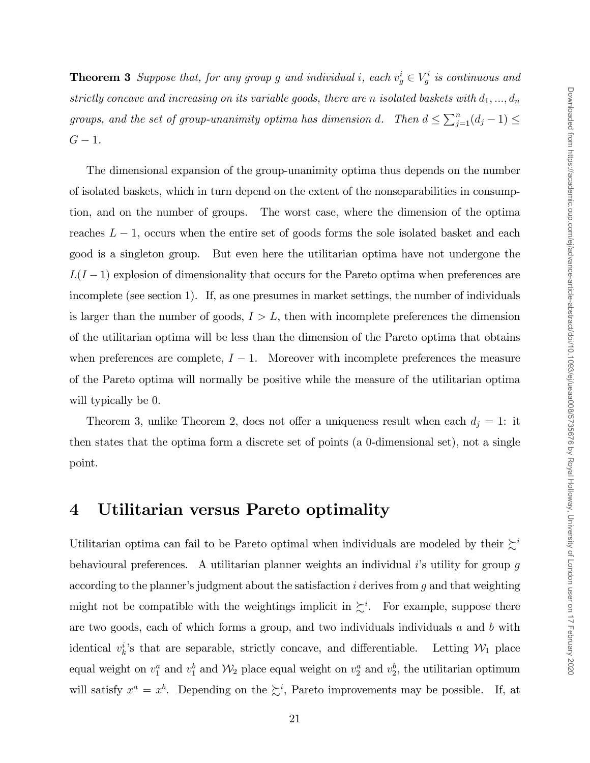**Theorem 3** *Suppose that, for any group $g$ and individual $i$, each $v_g^i \in V_g^i$ is continuous and strictly concave and increasing on its variable goods, there are $n$ isolated baskets with $d_1, ..., d_n$ groups, and the set of group-unanimity optima has dimension $d$. Then $d \leq \sum_{j=1}^{n}(d_j - 1) \leq G - 1$.*

The dimensional expansion of the group-unanimity optima thus depends on the number of isolated baskets, which in turn depend on the extent of the nonseparabilities in consumption, and on the number of groups. The worst case, where the dimension of the optima reaches $L - 1$, occurs when the entire set of goods forms the sole isolated basket and each good is a singleton group. But even here the utilitarian optima have not undergone the $L(I - 1)$ explosion of dimensionality that occurs for the Pareto optima when preferences are incomplete (see section 1). If, as one presumes in market settings, the number of individuals is larger than the number of goods, $I > L$, then with incomplete preferences the dimension of the utilitarian optima will be less than the dimension of the Pareto optima that obtains when preferences are complete, $I - 1$. Moreover with incomplete preferences the measure of the Pareto optima will normally be positive while the measure of the utilitarian optima will typically be 0.

Theorem 3, unlike Theorem 2, does not offer a uniqueness result when each $d_j = 1$: it then states that the optima form a discrete set of points (a 0-dimensional set), not a single point.

## 4 Utilitarian versus Pareto optimality

Utilitarian optima can fail to be Pareto optimal when individuals are modeled by their $\succsim^i$ behavioural preferences. A utilitarian planner weights an individual $i$'s utility for group $g$ according to the planner's judgment about the satisfaction $i$ derives from $g$ and that weighting might not be compatible with the weightings implicit in $\succsim^i$. For example, suppose there are two goods, each of which forms a group, and two individuals individuals $a$ and $b$ with identical $v_k^i$'s that are separable, strictly concave, and differentiable. Letting $\mathcal{W}_1$ place equal weight on $v_1^a$ and $v_1^b$ and $\mathcal{W}_2$ place equal weight on $v_2^a$ and $v_2^b$, the utilitarian optimum will satisfy $x^a = x^b$. Depending on the $\succsim^i$, Pareto improvements may be possible. If, at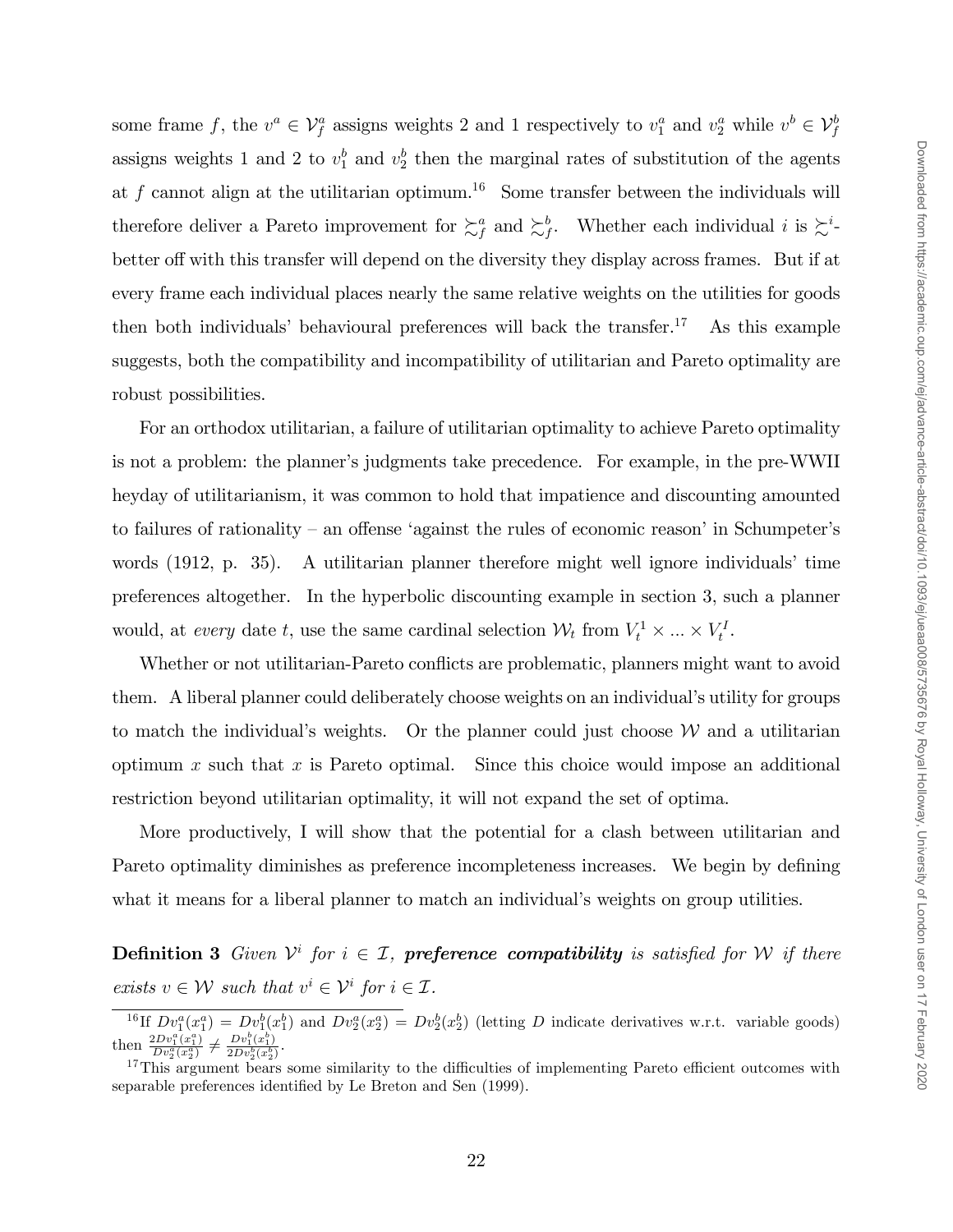some frame $f$, the $v^a \in \mathcal{V}^a_f$ assigns weights 2 and 1 respectively to $v^a_1$ and $v^a_2$ while $v^b \in \mathcal{V}^b_f$ assigns weights 1 and 2 to $v^b_1$ and $v^b_2$ then the marginal rates of substitution of the agents at $f$ cannot align at the utilitarian optimum.[16] Some transfer between the individuals will therefore deliver a Pareto improvement for $\succsim^a_f$ and $\succsim^b_f$. Whether each individual $i$ is $\succsim^i$-better off with this transfer will depend on the diversity they display across frames. But if at every frame each individual places nearly the same relative weights on the utilities for goods then both individuals' behavioural preferences will back the transfer.[17] As this example suggests, both the compatibility and incompatibility of utilitarian and Pareto optimality are robust possibilities.

For an orthodox utilitarian, a failure of utilitarian optimality to achieve Pareto optimality is not a problem: the planner's judgments take precedence. For example, in the pre-WWII heyday of utilitarianism, it was common to hold that impatience and discounting amounted to failures of rationality – an offense 'against the rules of economic reason' in Schumpeter's words (1912, p. 35). A utilitarian planner therefore might well ignore individuals' time preferences altogether. In the hyperbolic discounting example in section 3, such a planner would, at *every* date $t$, use the same cardinal selection $\mathcal{W}_t$ from $V^1_t \times ... \times V^I_t$.

Whether or not utilitarian-Pareto conflicts are problematic, planners might want to avoid them. A liberal planner could deliberately choose weights on an individual's utility for groups to match the individual's weights. Or the planner could just choose $\mathcal{W}$ and a utilitarian optimum $x$ such that $x$ is Pareto optimal. Since this choice would impose an additional restriction beyond utilitarian optimality, it will not expand the set of optima.

More productively, I will show that the potential for a clash between utilitarian and Pareto optimality diminishes as preference incompleteness increases. We begin by defining what it means for a liberal planner to match an individual's weights on group utilities.

**Definition 3** *Given $\mathcal{V}^i$ for $i \in \mathcal{I}$,* ***preference compatibility*** *is satisfied for $\mathcal{W}$ if there exists $v \in \mathcal{W}$ such that $v^i \in \mathcal{V}^i$ for $i \in \mathcal{I}$.*

---

[16] If $Dv^a_1(x^a_1) = Dv^b_1(x^b_1)$ and $Dv^a_2(x^a_2) = Dv^b_2(x^b_2)$ (letting $D$ indicate derivatives w.r.t. variable goods) then $\frac{2Dv^a_1(x^a_1)}{Dv^a_2(x^a_2)} \neq \frac{Dv^b_1(x^b_1)}{2Dv^b_2(x^b_2)}$.

[17] This argument bears some similarity to the difficulties of implementing Pareto efficient outcomes with separable preferences identified by Le Breton and Sen (1999).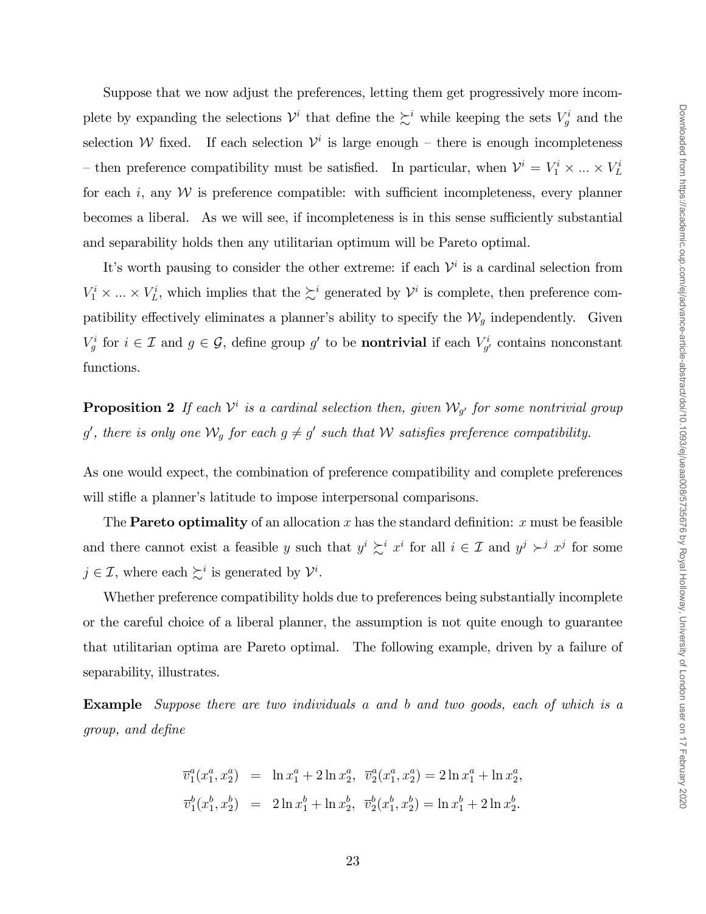Suppose that we now adjust the preferences, letting them get progressively more incomplete by expanding the selections $\mathcal{V}^i$ that define the $\succsim^i$ while keeping the sets $V^i_g$ and the selection $\mathcal{W}$ fixed. If each selection $\mathcal{V}^i$ is large enough – there is enough incompleteness – then preference compatibility must be satisfied. In particular, when $\mathcal{V}^i = V^i_1 \times ... \times V^i_L$ for each $i$, any $\mathcal{W}$ is preference compatible: with sufficient incompleteness, every planner becomes a liberal. As we will see, if incompleteness is in this sense sufficiently substantial and separability holds then any utilitarian optimum will be Pareto optimal.

It's worth pausing to consider the other extreme: if each $\mathcal{V}^i$ is a cardinal selection from $V^i_1 \times ... \times V^i_L$, which implies that the $\succsim^i$ generated by $\mathcal{V}^i$ is complete, then preference compatibility effectively eliminates a planner's ability to specify the $\mathcal{W}_g$ independently. Given $V^i_g$ for $i \in \mathcal{I}$ and $g \in \mathcal{G}$, define group $g'$ to be **nontrivial** if each $V^i_{g'}$ contains nonconstant functions.

**Proposition 2** *If each $\mathcal{V}^i$ is a cardinal selection then, given $\mathcal{W}_{g'}$ for some nontrivial group $g'$, there is only one $\mathcal{W}_g$ for each $g \neq g'$ such that $\mathcal{W}$ satisfies preference compatibility.*

As one would expect, the combination of preference compatibility and complete preferences will stifle a planner's latitude to impose interpersonal comparisons.

The **Pareto optimality** of an allocation $x$ has the standard definition: $x$ must be feasible and there cannot exist a feasible $y$ such that $y^i \succsim^i x^i$ for all $i \in \mathcal{I}$ and $y^j \succ^j x^j$ for some $j \in \mathcal{I}$, where each $\succsim^i$ is generated by $\mathcal{V}^i$.

Whether preference compatibility holds due to preferences being substantially incomplete or the careful choice of a liberal planner, the assumption is not quite enough to guarantee that utilitarian optima are Pareto optimal. The following example, driven by a failure of separability, illustrates.

**Example** *Suppose there are two individuals $a$ and $b$ and two goods, each of which is a group, and define*

$$\begin{aligned}
\overline{v}^a_1(x^a_1, x^a_2) &= \ln x^a_1 + 2\ln x^a_2, \;\; \overline{v}^a_2(x^a_1, x^a_2) = 2\ln x^a_1 + \ln x^a_2, \\
\overline{v}^b_1(x^b_1, x^b_2) &= 2\ln x^b_1 + \ln x^b_2, \;\; \overline{v}^b_2(x^b_1, x^b_2) = \ln x^b_1 + 2\ln x^b_2.
\end{aligned}$$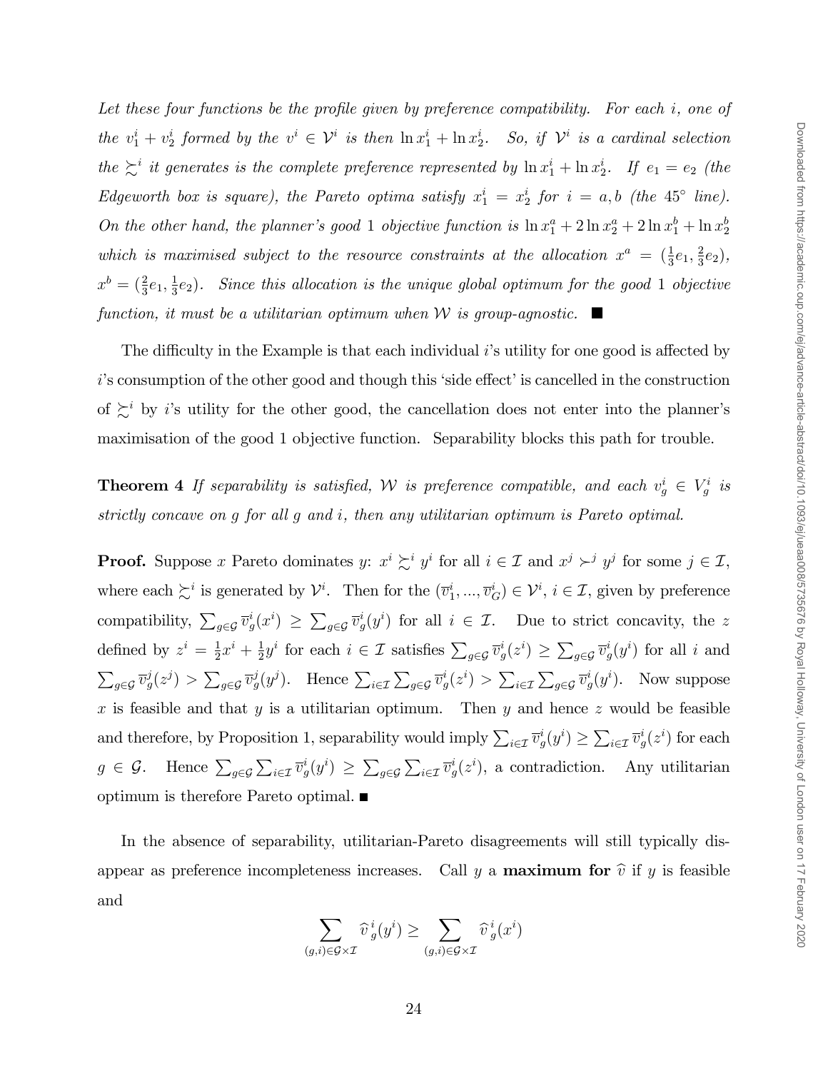*Let these four functions be the profile given by preference compatibility. For each $i$, one of the $v_1^i + v_2^i$ formed by the $v^i \in \mathcal{V}^i$ is then $\ln x_1^i + \ln x_2^i$. So, if $\mathcal{V}^i$ is a cardinal selection the $\succsim^i$ it generates is the complete preference represented by $\ln x_1^i + \ln x_2^i$. If $e_1 = e_2$ (the Edgeworth box is square), the Pareto optima satisfy $x_1^i = x_2^i$ for $i = a, b$ (the 45° line). On the other hand, the planner's good 1 objective function is $\ln x_1^a + 2\ln x_2^a + 2\ln x_1^b + \ln x_2^b$ which is maximised subject to the resource constraints at the allocation $x^a = (\frac{1}{3}e_1, \frac{2}{3}e_2)$, $x^b = (\frac{2}{3}e_1, \frac{1}{3}e_2)$. Since this allocation is the unique global optimum for the good 1 objective function, it must be a utilitarian optimum when $\mathcal{W}$ is group-agnostic.* ■

The difficulty in the Example is that each individual $i$'s utility for one good is affected by $i$'s consumption of the other good and though this 'side effect' is cancelled in the construction of $\succsim^i$ by $i$'s utility for the other good, the cancellation does not enter into the planner's maximisation of the good 1 objective function. Separability blocks this path for trouble.

**Theorem 4** *If separability is satisfied, $\mathcal{W}$ is preference compatible, and each $v_g^i \in V_g^i$ is strictly concave on $g$ for all $g$ and $i$, then any utilitarian optimum is Pareto optimal.*

**Proof.** Suppose $x$ Pareto dominates $y$: $x^i \succsim^i y^i$ for all $i \in \mathcal{I}$ and $x^j \succ^j y^j$ for some $j \in \mathcal{I}$, where each $\succsim^i$ is generated by $\mathcal{V}^i$. Then for the $(\overline{v}_1^i, ..., \overline{v}_G^i) \in \mathcal{V}^i$, $i \in \mathcal{I}$, given by preference compatibility, $\sum_{g\in\mathcal{G}} \overline{v}_g^i(x^i) \geq \sum_{g\in\mathcal{G}} \overline{v}_g^i(y^i)$ for all $i \in \mathcal{I}$. Due to strict concavity, the $z$ defined by $z^i = \frac{1}{2}x^i + \frac{1}{2}y^i$ for each $i \in \mathcal{I}$ satisfies $\sum_{g\in\mathcal{G}} \overline{v}_g^i(z^i) \geq \sum_{g\in\mathcal{G}} \overline{v}_g^i(y^i)$ for all $i$ and $\sum_{g\in\mathcal{G}} \overline{v}_g^j(z^j) > \sum_{g\in\mathcal{G}} \overline{v}_g^j(y^j)$. Hence $\sum_{i\in\mathcal{I}} \sum_{g\in\mathcal{G}} \overline{v}_g^i(z^i) > \sum_{i\in\mathcal{I}} \sum_{g\in\mathcal{G}} \overline{v}_g^i(y^i)$. Now suppose $x$ is feasible and that $y$ is a utilitarian optimum. Then $y$ and hence $z$ would be feasible and therefore, by Proposition 1, separability would imply $\sum_{i\in\mathcal{I}} \overline{v}_g^i(y^i) \geq \sum_{i\in\mathcal{I}} \overline{v}_g^i(z^i)$ for each $g \in \mathcal{G}$. Hence $\sum_{g\in\mathcal{G}} \sum_{i\in\mathcal{I}} \overline{v}_g^i(y^i) \geq \sum_{g\in\mathcal{G}} \sum_{i\in\mathcal{I}} \overline{v}_g^i(z^i)$, a contradiction. Any utilitarian optimum is therefore Pareto optimal. ■

In the absence of separability, utilitarian-Pareto disagreements will still typically disappear as preference incompleteness increases. Call $y$ a **maximum for** $\widehat{v}$ if $y$ is feasible and

$$\sum_{(g,i)\in\mathcal{G}\times\mathcal{I}} \widehat{v}_g^i(y^i) \geq \sum_{(g,i)\in\mathcal{G}\times\mathcal{I}} \widehat{v}_g^i(x^i)$$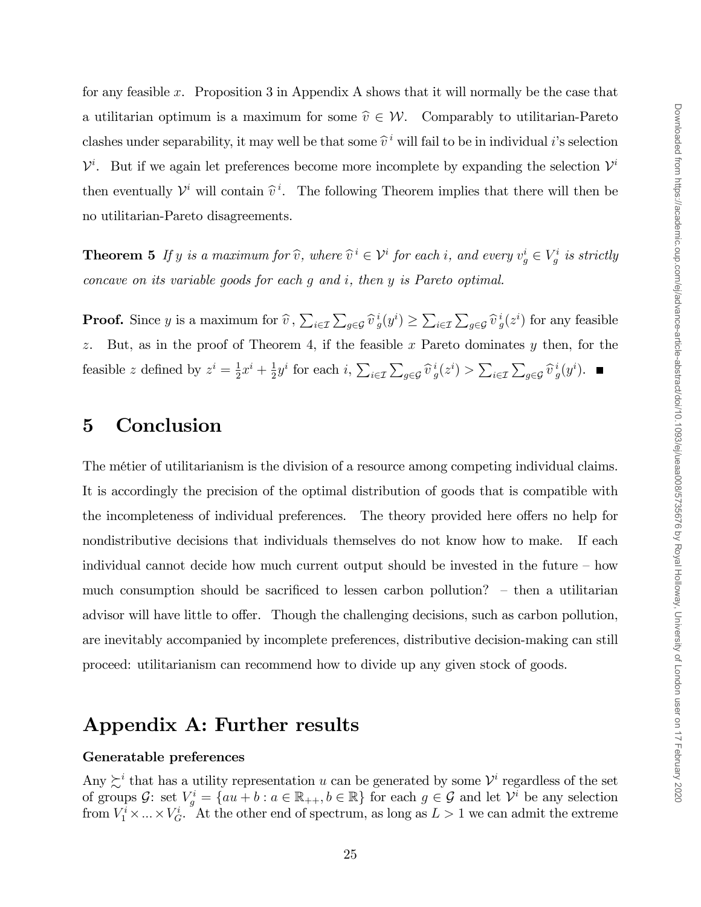for any feasible $x$. Proposition 3 in Appendix A shows that it will normally be the case that a utilitarian optimum is a maximum for some $\widehat{v} \in \mathcal{W}$. Comparably to utilitarian-Pareto clashes under separability, it may well be that some $\widehat{v}^{\,i}$ will fail to be in individual $i$'s selection $\mathcal{V}^i$. But if we again let preferences become more incomplete by expanding the selection $\mathcal{V}^i$ then eventually $\mathcal{V}^i$ will contain $\widehat{v}^{\,i}$. The following Theorem implies that there will then be no utilitarian-Pareto disagreements.

**Theorem 5** *If $y$ is a maximum for $\widehat{v}$, where $\widehat{v}^{\,i} \in \mathcal{V}^i$ for each $i$, and every $v_g^i \in V_g^i$ is strictly concave on its variable goods for each $g$ and $i$, then $y$ is Pareto optimal.*

**Proof.** Since $y$ is a maximum for $\widehat{v}$, $\sum_{i \in \mathcal{I}} \sum_{g \in \mathcal{G}} \widehat{v}^{\,i}_g(y^i) \geq \sum_{i \in \mathcal{I}} \sum_{g \in \mathcal{G}} \widehat{v}^{\,i}_g(z^i)$ for any feasible $z$. But, as in the proof of Theorem 4, if the feasible $x$ Pareto dominates $y$ then, for the feasible $z$ defined by $z^i = \frac{1}{2}x^i + \frac{1}{2}y^i$ for each $i$, $\sum_{i \in \mathcal{I}} \sum_{g \in \mathcal{G}} \widehat{v}^{\,i}_g(z^i) > \sum_{i \in \mathcal{I}} \sum_{g \in \mathcal{G}} \widehat{v}^{\,i}_g(y^i)$. ■

# 5 Conclusion

The métier of utilitarianism is the division of a resource among competing individual claims. It is accordingly the precision of the optimal distribution of goods that is compatible with the incompleteness of individual preferences. The theory provided here offers no help for nondistributive decisions that individuals themselves do not know how to make. If each individual cannot decide how much current output should be invested in the future – how much consumption should be sacrificed to lessen carbon pollution? – then a utilitarian advisor will have little to offer. Though the challenging decisions, such as carbon pollution, are inevitably accompanied by incomplete preferences, distributive decision-making can still proceed: utilitarianism can recommend how to divide up any given stock of goods.

# Appendix A: Further results

### Generatable preferences

Any $\succsim^i$ that has a utility representation $u$ can be generated by some $\mathcal{V}^i$ regardless of the set of groups $\mathcal{G}$: set $V_g^i = \{au + b : a \in \mathbb{R}_{++}, b \in \mathbb{R}\}$ for each $g \in \mathcal{G}$ and let $\mathcal{V}^i$ be any selection from $V_1^i \times ... \times V_G^i$. At the other end of spectrum, as long as $L > 1$ we can admit the extreme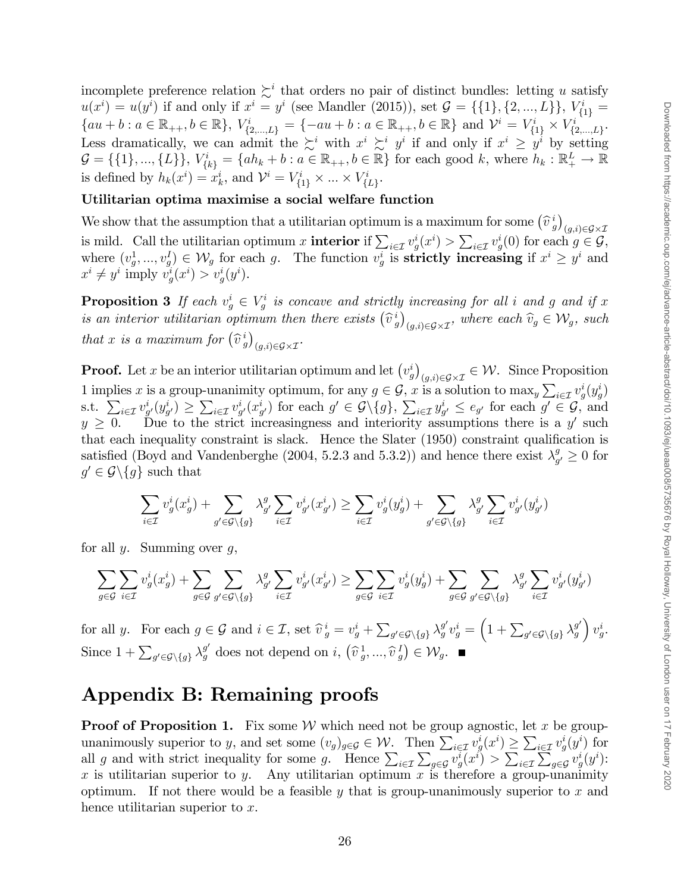incomplete preference relation $\succsim^i$ that orders no pair of distinct bundles: letting $u$ satisfy $u(x^i) = u(y^i)$ if and only if $x^i = y^i$ (see Mandler (2015)), set $\mathcal{G} = \{\{1\}, \{2, ..., L\}\}$, $V^i_{\{1\}} = \{au + b : a \in \mathbb{R}_{++}, b \in \mathbb{R}\}$, $V^i_{\{2,...,L\}} = \{-au + b : a \in \mathbb{R}_{++}, b \in \mathbb{R}\}$ and $\mathcal{V}^i = V^i_{\{1\}} \times V^i_{\{2,...,L\}}$. Less dramatically, we can admit the $\succsim^i$ with $x^i \succsim^i y^i$ if and only if $x^i \geq y^i$ by setting $\mathcal{G} = \{\{1\}, ..., \{L\}\}$, $V^i_{\{k\}} = \{ah_k + b : a \in \mathbb{R}_{++}, b \in \mathbb{R}\}$ for each good $k$, where $h_k : \mathbb{R}^L_+ \to \mathbb{R}$ is defined by $h_k(x^i) = x^i_k$, and $\mathcal{V}^i = V^i_{\{1\}} \times ... \times V^i_{\{L\}}$.

**Utilitarian optima maximise a social welfare function**

We show that the assumption that a utilitarian optimum is a maximum for some $\left(\widehat{v}^{\,i}_g\right)_{(g,i)\in\mathcal{G}\times\mathcal{I}}$ is mild. Call the utilitarian optimum $x$ **interior** if $\sum_{i\in\mathcal{I}} v^i_g(x^i) > \sum_{i\in\mathcal{I}} v^i_g(0)$ for each $g \in \mathcal{G}$, where $(v^1_g, ..., v^I_g) \in \mathcal{W}_g$ for each $g$. The function $v^i_g$ is **strictly increasing** if $x^i \geq y^i$ and $x^i \neq y^i$ imply $v^i_g(x^i) > v^i_g(y^i)$.

**Proposition 3** *If each $v^i_g \in V^i_g$ is concave and strictly increasing for all $i$ and $g$ and if $x$ is an interior utilitarian optimum then there exists $\left(\widehat{v}^{\,i}_g\right)_{(g,i)\in\mathcal{G}\times\mathcal{I}}$, where each $\widehat{v}_g \in \mathcal{W}_g$, such that $x$ is a maximum for $\left(\widehat{v}^{\,i}_g\right)_{(g,i)\in\mathcal{G}\times\mathcal{I}}$.*

**Proof.** Let $x$ be an interior utilitarian optimum and let $\left(v^i_g\right)_{(g,i)\in\mathcal{G}\times\mathcal{I}} \in \mathcal{W}$. Since Proposition 1 implies $x$ is a group-unanimity optimum, for any $g \in \mathcal{G}$, $x$ is a solution to $\max_y \sum_{i\in\mathcal{I}} v^i_g(y^i_g)$ s.t. $\sum_{i\in\mathcal{I}} v^i_{g'}(y^i_{g'}) \geq \sum_{i\in\mathcal{I}} v^i_{g'}(x^i_{g'})$ for each $g' \in \mathcal{G}\backslash\{g\}$, $\sum_{i\in\mathcal{I}} y^i_{g'} \leq e_{g'}$ for each $g' \in \mathcal{G}$, and $y \geq 0$. Due to the strict increasingness and interiority assumptions there is a $y'$ such that each inequality constraint is slack. Hence the Slater (1950) constraint qualification is satisfied (Boyd and Vandenberghe (2004, 5.2.3 and 5.3.2)) and hence there exist $\lambda^g_{g'} \geq 0$ for $g' \in \mathcal{G}\backslash\{g\}$ such that

$$\sum_{i\in\mathcal{I}} v^i_g(x^i_g) + \sum_{g'\in\mathcal{G}\backslash\{g\}} \lambda^g_{g'} \sum_{i\in\mathcal{I}} v^i_{g'}(x^i_{g'}) \geq \sum_{i\in\mathcal{I}} v^i_g(y^i_g) + \sum_{g'\in\mathcal{G}\backslash\{g\}} \lambda^g_{g'} \sum_{i\in\mathcal{I}} v^i_{g'}(y^i_{g'})$$

for all $y$. Summing over $g$,

$$\sum_{g\in\mathcal{G}}\sum_{i\in\mathcal{I}} v^i_g(x^i_g) + \sum_{g\in\mathcal{G}}\sum_{g'\in\mathcal{G}\backslash\{g\}} \lambda^g_{g'} \sum_{i\in\mathcal{I}} v^i_{g'}(x^i_{g'}) \geq \sum_{g\in\mathcal{G}}\sum_{i\in\mathcal{I}} v^i_g(y^i_g) + \sum_{g\in\mathcal{G}}\sum_{g'\in\mathcal{G}\backslash\{g\}} \lambda^g_{g'} \sum_{i\in\mathcal{I}} v^i_{g'}(y^i_{g'})$$

for all $y$. For each $g \in \mathcal{G}$ and $i \in \mathcal{I}$, set $\widehat{v}^{\,i}_g = v^i_g + \sum_{g'\in\mathcal{G}\backslash\{g\}} \lambda^{g'}_g v^i_g = \left(1 + \sum_{g'\in\mathcal{G}\backslash\{g\}} \lambda^{g'}_g\right) v^i_g$. Since $1 + \sum_{g'\in\mathcal{G}\backslash\{g\}} \lambda^{g'}_g$ does not depend on $i$, $\left(\widehat{v}^{\,1}_g, ..., \widehat{v}^{\,I}_g\right) \in \mathcal{W}_g$. ■

# Appendix B: Remaining proofs

**Proof of Proposition 1.** Fix some $\mathcal{W}$ which need not be group agnostic, let $x$ be group-unanimously superior to $y$, and set some $(v_g)_{g\in\mathcal{G}} \in \mathcal{W}$. Then $\sum_{i\in\mathcal{I}} v^i_g(x^i) \geq \sum_{i\in\mathcal{I}} v^i_g(y^i)$ for all $g$ and with strict inequality for some $g$. Hence $\sum_{i\in\mathcal{I}}\sum_{g\in\mathcal{G}} v^i_g(x^i) > \sum_{i\in\mathcal{I}}\sum_{g\in\mathcal{G}} v^i_g(y^i)$: $x$ is utilitarian superior to $y$. Any utilitarian optimum $x$ is therefore a group-unanimity optimum. If not there would be a feasible $y$ that is group-unanimously superior to $x$ and hence utilitarian superior to $x$.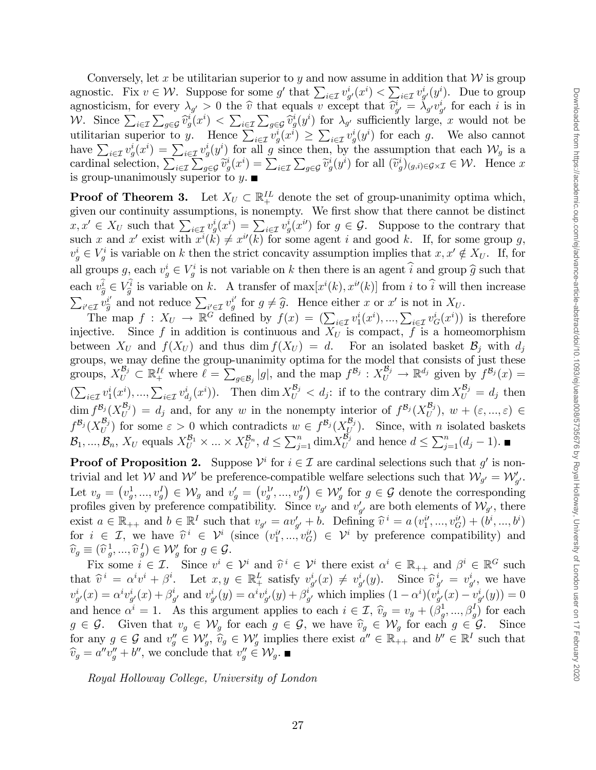Conversely, let $x$ be utilitarian superior to $y$ and now assume in addition that $\mathcal{W}$ is group agnostic. Fix $v \in \mathcal{W}$. Suppose for some $g'$ that $\sum_{i\in\mathcal{I}} v^i_{g'}(x^i) < \sum_{i\in\mathcal{I}} v^i_{g'}(y^i)$. Due to group agnosticism, for every $\lambda_{g'} > 0$ the $\widehat{v}$ that equals $v$ except that $\widehat{v}^i_{g'} = \lambda_{g'} v^i_{g'}$ for each $i$ is in $\mathcal{W}$. Since $\sum_{i\in\mathcal{I}}\sum_{g\in\mathcal{G}} \widehat{v}^i_g(x^i) < \sum_{i\in\mathcal{I}}\sum_{g\in\mathcal{G}} \widehat{v}^i_g(y^i)$ for $\lambda_{g'}$ sufficiently large, $x$ would not be utilitarian superior to $y$. Hence $\sum_{i\in\mathcal{I}} v^i_g(x^i) \geq \sum_{i\in\mathcal{I}} v^i_g(y^i)$ for each $g$. We also cannot have $\sum_{i\in\mathcal{I}} v^i_g(x^i) = \sum_{i\in\mathcal{I}} v^i_g(y^i)$ for all $g$ since then, by the assumption that each $\mathcal{W}_g$ is a cardinal selection, $\sum_{i\in\mathcal{I}}\sum_{g\in\mathcal{G}} \widetilde{v}^i_g(x^i) = \sum_{i\in\mathcal{I}}\sum_{g\in\mathcal{G}} \widetilde{v}^i_g(y^i)$ for all $(\widetilde{v}^i_g)_{(g,i)\in\mathcal{G}\times\mathcal{I}} \in \mathcal{W}$. Hence $x$ is group-unanimously superior to $y$. ∎

**Proof of Theorem 3.** Let $X_U \subset \mathbb{R}^{IL}_+$ denote the set of group-unanimity optima which, given our continuity assumptions, is nonempty. We first show that there cannot be distinct $x, x' \in X_U$ such that $\sum_{i\in\mathcal{I}} v^i_g(x^i) = \sum_{i\in\mathcal{I}} v^i_g(x^{i\prime})$ for $g \in \mathcal{G}$. Suppose to the contrary that such $x$ and $x'$ exist with $x^i(k) \neq x^{i\prime}(k)$ for some agent $i$ and good $k$. If, for some group $g$, $v^i_g \in V^i_g$ is variable on $k$ then the strict concavity assumption implies that $x, x' \notin X_U$. If, for all groups $g$, each $v^i_g \in V^i_g$ is not variable on $k$ then there is an agent $\widehat{i}$ and group $\widehat{g}$ such that each $v^{\widehat{i}}_{\widehat{g}} \in V^{\widehat{i}}_{\widehat{g}}$ is variable on $k$. A transfer of $\max[x^i(k), x^{i\prime}(k)]$ from $i$ to $\widehat{i}$ will then increase $\sum_{i'\in\mathcal{I}} v^{i'}_{\widehat{g}}$ and not reduce $\sum_{i'\in\mathcal{I}} v^{i'}_g$ for $g \neq \widehat{g}$. Hence either $x$ or $x'$ is not in $X_U$.

The map $f : X_U \to \mathbb{R}^G$ defined by $f(x) = (\sum_{i\in\mathcal{I}} v^i_1(x^i), ..., \sum_{i\in\mathcal{I}} v^i_G(x^i))$ is therefore injective. Since $f$ in addition is continuous and $X_U$ is compact, $f$ is a homeomorphism between $X_U$ and $f(X_U)$ and thus $\dim f(X_U) = d$. For an isolated basket $\mathcal{B}_j$ with $d_j$ groups, we may define the group-unanimity optima for the model that consists of just these groups, $X^{\mathcal{B}_j}_U \subset \mathbb{R}^{I\ell}_+$ where $\ell = \sum_{g\in\mathcal{B}_j} |g|$, and the map $f^{\mathcal{B}_j} : X^{\mathcal{B}_j}_U \to \mathbb{R}^{d_j}$ given by $f^{\mathcal{B}_j}(x) = (\sum_{i\in\mathcal{I}} v^i_1(x^i), ..., \sum_{i\in\mathcal{I}} v^i_{d_j}(x^i))$. Then $\dim X^{\mathcal{B}_j}_U < d_j$: if to the contrary $\dim X^{\mathcal{B}_j}_U = d_j$ then $\dim f^{\mathcal{B}_j}(X^{\mathcal{B}_j}_U) = d_j$ and, for any $w$ in the nonempty interior of $f^{\mathcal{B}_j}(X^{\mathcal{B}_j}_U)$, $w + (\varepsilon, ..., \varepsilon) \in f^{\mathcal{B}_j}(X^{\mathcal{B}_j}_U)$ for some $\varepsilon > 0$ which contradicts $w \in f^{\mathcal{B}_j}(X^{\mathcal{B}_j}_U)$. Since, with $n$ isolated baskets $\mathcal{B}_1, ..., \mathcal{B}_n$, $X_U$ equals $X^{\mathcal{B}_1}_U \times ... \times X^{\mathcal{B}_n}_U$, $d \leq \sum_{j=1}^n \dim X^{\mathcal{B}_j}_U$ and hence $d \leq \sum_{j=1}^n (d_j - 1)$. ∎

**Proof of Proposition 2.** Suppose $\mathcal{V}^i$ for $i \in \mathcal{I}$ are cardinal selections such that $g'$ is nontrivial and let $\mathcal{W}$ and $\mathcal{W}'$ be preference-compatible welfare selections such that $\mathcal{W}_{g'} = \mathcal{W}'_{g'}$. Let $v_g = (v^1_g, ..., v^I_g) \in \mathcal{W}_g$ and $v'_g = (v^{1\prime}_g, ..., v^{I\prime}_g) \in \mathcal{W}'_g$ for $g \in \mathcal{G}$ denote the corresponding profiles given by preference compatibility. Since $v_{g'}$ and $v'_{g'}$ are both elements of $\mathcal{W}_{g'}$, there exist $a \in \mathbb{R}_{++}$ and $b \in \mathbb{R}^I$ such that $v_{g'} = a v'_{g'} + b$. Defining $\widehat{v}^{\,i} = a\,(v^{i\prime}_1, ..., v^{i\prime}_G) + (b^i, ..., b^i)$ for $i \in \mathcal{I}$, we have $\widehat{v}^{\,i} \in \mathcal{V}^i$ (since $(v^{i\prime}_1, ..., v^{i\prime}_G) \in \mathcal{V}^i$ by preference compatibility) and $\widehat{v}_g \equiv (\widehat{v}^{\,1}_g, ..., \widehat{v}^{\,I}_g) \in \mathcal{W}'_g$ for $g \in \mathcal{G}$.

Fix some $i \in \mathcal{I}$. Since $v^i \in \mathcal{V}^i$ and $\widehat{v}^{\,i} \in \mathcal{V}^i$ there exist $\alpha^i \in \mathbb{R}_{++}$ and $\beta^i \in \mathbb{R}^G$ such that $\widehat{v}^{\,i} = \alpha^i v^i + \beta^i$. Let $x, y \in \mathbb{R}^L_+$ satisfy $v^i_{g'}(x) \neq v^i_{g'}(y)$. Since $\widehat{v}^{\,i}_{g'} = v^i_{g'}$, we have $v^i_{g'}(x) = \alpha^i v^i_{g'}(x) + \beta^i_{g'}$ and $v^i_{g'}(y) = \alpha^i v^i_{g'}(y) + \beta^i_{g'}$ which implies $(1 - \alpha^i)(v^i_{g'}(x) - v^i_{g'}(y)) = 0$ and hence $\alpha^i = 1$. As this argument applies to each $i \in \mathcal{I}$, $\widehat{v}_g = v_g + (\beta^1_g, ..., \beta^I_g)$ for each $g \in \mathcal{G}$. Given that $v_g \in \mathcal{W}_g$ for each $g \in \mathcal{G}$, we have $\widehat{v}_g \in \mathcal{W}_g$ for each $g \in \mathcal{G}$. Since for any $g \in \mathcal{G}$ and $v''_g \in \mathcal{W}'_g$, $\widehat{v}_g \in \mathcal{W}'_g$ implies there exist $a'' \in \mathbb{R}_{++}$ and $b'' \in \mathbb{R}^I$ such that $\widehat{v}_g = a'' v''_g + b''$, we conclude that $v''_g \in \mathcal{W}_g$. ∎

*Royal Holloway College, University of London*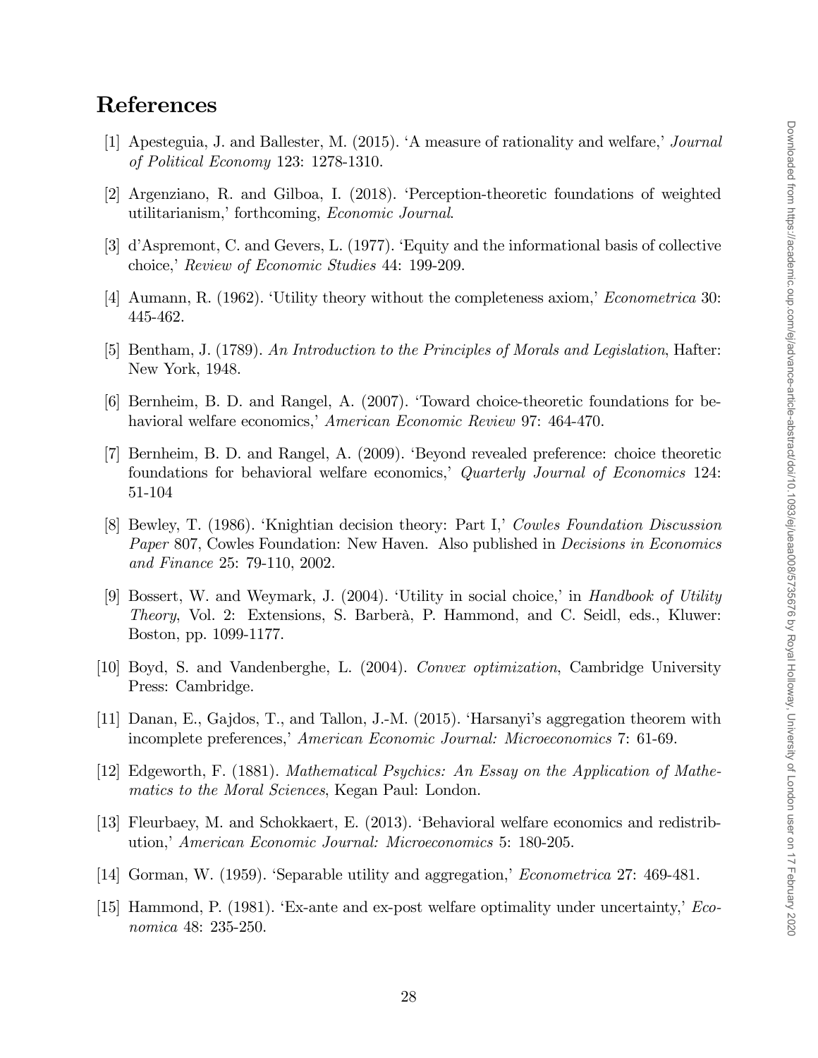# References

[1] Apesteguia, J. and Ballester, M. (2015). 'A measure of rationality and welfare,' *Journal of Political Economy* 123: 1278-1310.

[2] Argenziano, R. and Gilboa, I. (2018). 'Perception-theoretic foundations of weighted utilitarianism,' forthcoming, *Economic Journal*.

[3] d'Aspremont, C. and Gevers, L. (1977). 'Equity and the informational basis of collective choice,' *Review of Economic Studies* 44: 199-209.

[4] Aumann, R. (1962). 'Utility theory without the completeness axiom,' *Econometrica* 30: 445-462.

[5] Bentham, J. (1789). *An Introduction to the Principles of Morals and Legislation*, Hafter: New York, 1948.

[6] Bernheim, B. D. and Rangel, A. (2007). 'Toward choice-theoretic foundations for behavioral welfare economics,' *American Economic Review* 97: 464-470.

[7] Bernheim, B. D. and Rangel, A. (2009). 'Beyond revealed preference: choice theoretic foundations for behavioral welfare economics,' *Quarterly Journal of Economics* 124: 51-104

[8] Bewley, T. (1986). 'Knightian decision theory: Part I,' *Cowles Foundation Discussion Paper* 807, Cowles Foundation: New Haven. Also published in *Decisions in Economics and Finance* 25: 79-110, 2002.

[9] Bossert, W. and Weymark, J. (2004). 'Utility in social choice,' in *Handbook of Utility Theory*, Vol. 2: Extensions, S. Barberà, P. Hammond, and C. Seidl, eds., Kluwer: Boston, pp. 1099-1177.

[10] Boyd, S. and Vandenberghe, L. (2004). *Convex optimization*, Cambridge University Press: Cambridge.

[11] Danan, E., Gajdos, T., and Tallon, J.-M. (2015). 'Harsanyi's aggregation theorem with incomplete preferences,' *American Economic Journal: Microeconomics* 7: 61-69.

[12] Edgeworth, F. (1881). *Mathematical Psychics: An Essay on the Application of Mathematics to the Moral Sciences*, Kegan Paul: London.

[13] Fleurbaey, M. and Schokkaert, E. (2013). 'Behavioral welfare economics and redistribution,' *American Economic Journal: Microeconomics* 5: 180-205.

[14] Gorman, W. (1959). 'Separable utility and aggregation,' *Econometrica* 27: 469-481.

[15] Hammond, P. (1981). 'Ex-ante and ex-post welfare optimality under uncertainty,' *Economica* 48: 235-250.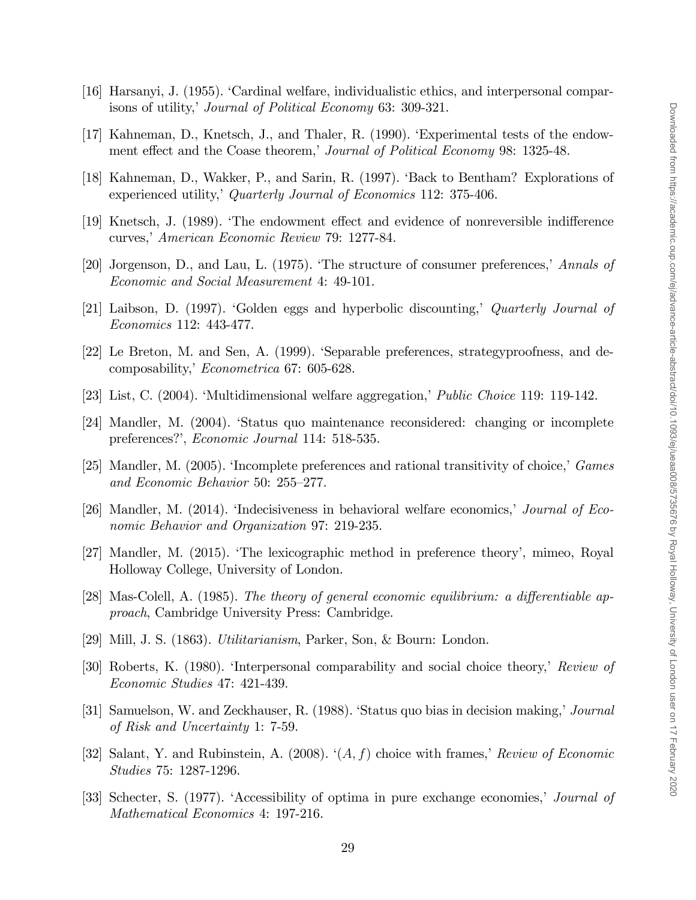[16] Harsanyi, J. (1955). 'Cardinal welfare, individualistic ethics, and interpersonal comparisons of utility,' *Journal of Political Economy* 63: 309-321.

[17] Kahneman, D., Knetsch, J., and Thaler, R. (1990). 'Experimental tests of the endowment effect and the Coase theorem,' *Journal of Political Economy* 98: 1325-48.

[18] Kahneman, D., Wakker, P., and Sarin, R. (1997). 'Back to Bentham? Explorations of experienced utility,' *Quarterly Journal of Economics* 112: 375-406.

[19] Knetsch, J. (1989). 'The endowment effect and evidence of nonreversible indifference curves,' *American Economic Review* 79: 1277-84.

[20] Jorgenson, D., and Lau, L. (1975). 'The structure of consumer preferences,' *Annals of Economic and Social Measurement* 4: 49-101.

[21] Laibson, D. (1997). 'Golden eggs and hyperbolic discounting,' *Quarterly Journal of Economics* 112: 443-477.

[22] Le Breton, M. and Sen, A. (1999). 'Separable preferences, strategyproofness, and decomposability,' *Econometrica* 67: 605-628.

[23] List, C. (2004). 'Multidimensional welfare aggregation,' *Public Choice* 119: 119-142.

[24] Mandler, M. (2004). 'Status quo maintenance reconsidered: changing or incomplete preferences?', *Economic Journal* 114: 518-535.

[25] Mandler, M. (2005). 'Incomplete preferences and rational transitivity of choice,' *Games and Economic Behavior* 50: 255–277.

[26] Mandler, M. (2014). 'Indecisiveness in behavioral welfare economics,' *Journal of Economic Behavior and Organization* 97: 219-235.

[27] Mandler, M. (2015). 'The lexicographic method in preference theory', mimeo, Royal Holloway College, University of London.

[28] Mas-Colell, A. (1985). *The theory of general economic equilibrium: a differentiable approach*, Cambridge University Press: Cambridge.

[29] Mill, J. S. (1863). *Utilitarianism*, Parker, Son, & Bourn: London.

[30] Roberts, K. (1980). 'Interpersonal comparability and social choice theory,' *Review of Economic Studies* 47: 421-439.

[31] Samuelson, W. and Zeckhauser, R. (1988). 'Status quo bias in decision making,' *Journal of Risk and Uncertainty* 1: 7-59.

[32] Salant, Y. and Rubinstein, A. (2008). '$(A, f)$ choice with frames,' *Review of Economic Studies* 75: 1287-1296.

[33] Schecter, S. (1977). 'Accessibility of optima in pure exchange economies,' *Journal of Mathematical Economics* 4: 197-216.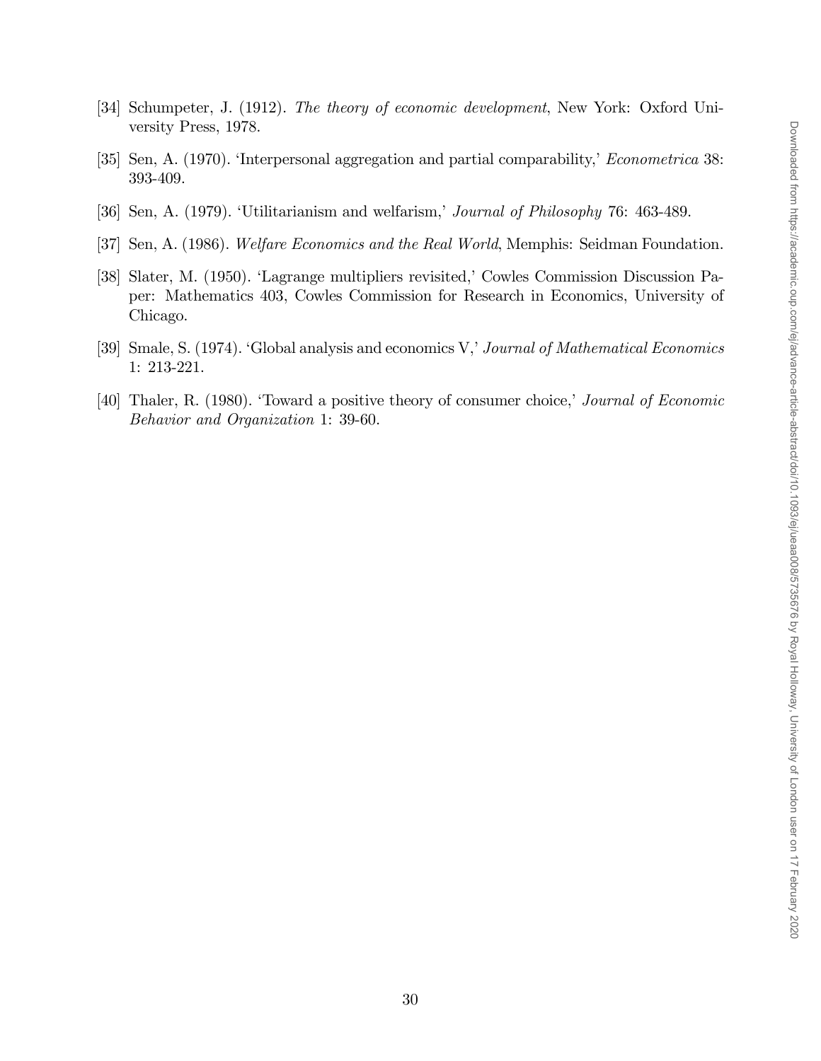[34] Schumpeter, J. (1912). *The theory of economic development*, New York: Oxford University Press, 1978.

[35] Sen, A. (1970). 'Interpersonal aggregation and partial comparability,' *Econometrica* 38: 393-409.

[36] Sen, A. (1979). 'Utilitarianism and welfarism,' *Journal of Philosophy* 76: 463-489.

[37] Sen, A. (1986). *Welfare Economics and the Real World*, Memphis: Seidman Foundation.

[38] Slater, M. (1950). 'Lagrange multipliers revisited,' Cowles Commission Discussion Paper: Mathematics 403, Cowles Commission for Research in Economics, University of Chicago.

[39] Smale, S. (1974). 'Global analysis and economics V,' *Journal of Mathematical Economics* 1: 213-221.

[40] Thaler, R. (1980). 'Toward a positive theory of consumer choice,' *Journal of Economic Behavior and Organization* 1: 39-60.